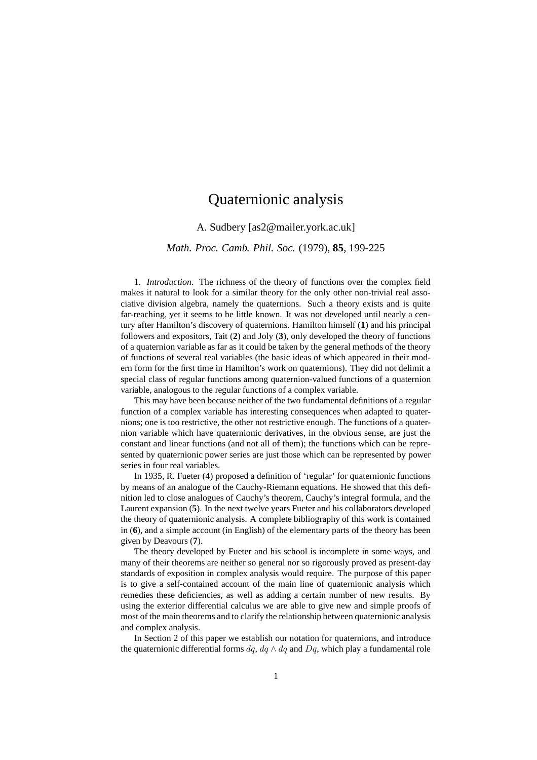# Quaternionic analysis

A. Sudbery [as2@mailer.york.ac.uk]

*Math. Proc. Camb. Phil. Soc.* (1979), **85**, 199-225

1. *Introduction*. The richness of the theory of functions over the complex field makes it natural to look for a similar theory for the only other non-trivial real associative division algebra, namely the quaternions. Such a theory exists and is quite far-reaching, yet it seems to be little known. It was not developed until nearly a century after Hamilton's discovery of quaternions. Hamilton himself (**1**) and his principal followers and expositors, Tait (**2**) and Joly (**3**), only developed the theory of functions of a quaternion variable as far as it could be taken by the general methods of the theory of functions of several real variables (the basic ideas of which appeared in their modern form for the first time in Hamilton's work on quaternions). They did not delimit a special class of regular functions among quaternion-valued functions of a quaternion variable, analogous to the regular functions of a complex variable.

This may have been because neither of the two fundamental definitions of a regular function of a complex variable has interesting consequences when adapted to quaternions; one is too restrictive, the other not restrictive enough. The functions of a quaternion variable which have quaternionic derivatives, in the obvious sense, are just the constant and linear functions (and not all of them); the functions which can be represented by quaternionic power series are just those which can be represented by power series in four real variables.

In 1935, R. Fueter (**4**) proposed a definition of 'regular' for quaternionic functions by means of an analogue of the Cauchy-Riemann equations. He showed that this definition led to close analogues of Cauchy's theorem, Cauchy's integral formula, and the Laurent expansion (**5**). In the next twelve years Fueter and his collaborators developed the theory of quaternionic analysis. A complete bibliography of this work is contained in (**6**), and a simple account (in English) of the elementary parts of the theory has been given by Deavours (**7**).

The theory developed by Fueter and his school is incomplete in some ways, and many of their theorems are neither so general nor so rigorously proved as present-day standards of exposition in complex analysis would require. The purpose of this paper is to give a self-contained account of the main line of quaternionic analysis which remedies these deficiencies, as well as adding a certain number of new results. By using the exterior differential calculus we are able to give new and simple proofs of most of the main theorems and to clarify the relationship between quaternionic analysis and complex analysis.

In Section 2 of this paper we establish our notation for quaternions, and introduce the quaternionic differential forms $dq$, $dq \wedge dq$ and $Dq$, which play a fundamental role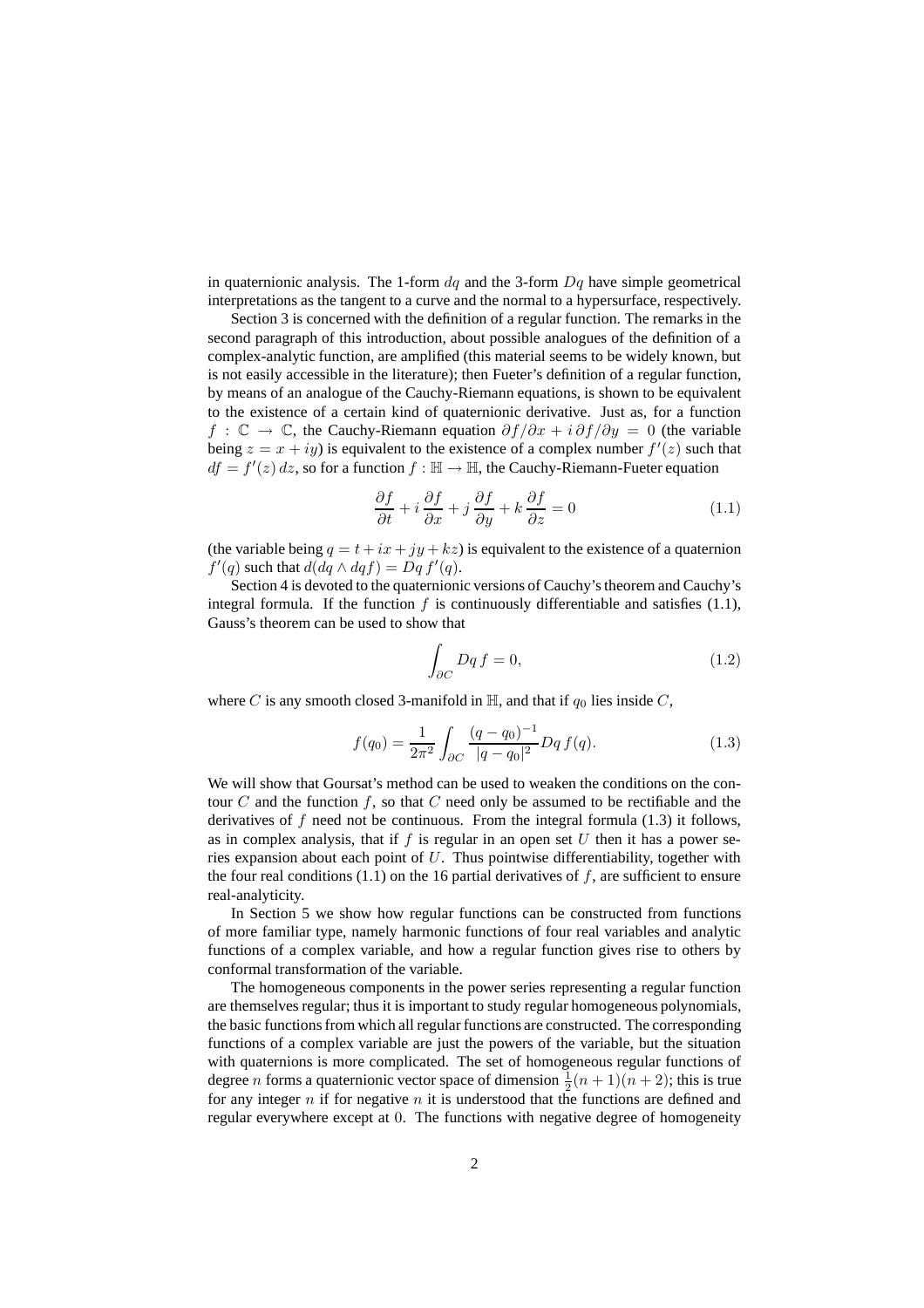in quaternionic analysis. The 1-form $dq$ and the 3-form $Dq$ have simple geometrical interpretations as the tangent to a curve and the normal to a hypersurface, respectively.

Section 3 is concerned with the definition of a regular function. The remarks in the second paragraph of this introduction, about possible analogues of the definition of a complex-analytic function, are amplified (this material seems to be widely known, but is not easily accessible in the literature); then Fueter's definition of a regular function, by means of an analogue of the Cauchy-Riemann equations, is shown to be equivalent to the existence of a certain kind of quaternionic derivative. Just as, for a function $f : \mathbb{C} \to \mathbb{C}$, the Cauchy-Riemann equation $\partial f/\partial x + i\,\partial f/\partial y = 0$ (the variable being $z = x + iy$) is equivalent to the existence of a complex number $f'(z)$ such that $df = f'(z)\,dz$, so for a function $f : \mathbb{H} \to \mathbb{H}$, the Cauchy-Riemann-Fueter equation

$$\frac{\partial f}{\partial t} + i\,\frac{\partial f}{\partial x} + j\,\frac{\partial f}{\partial y} + k\,\frac{\partial f}{\partial z} = 0 \tag{1.1}$$

(the variable being $q = t + ix + jy + kz$) is equivalent to the existence of a quaternion $f'(q)$ such that $d(dq \wedge dqf) = Dq\,f'(q)$.

Section 4 is devoted to the quaternionic versions of Cauchy's theorem and Cauchy's integral formula. If the function $f$ is continuously differentiable and satisfies (1.1), Gauss's theorem can be used to show that

$$\int_{\partial C} Dq\,f = 0, \tag{1.2}$$

where $C$ is any smooth closed 3-manifold in $\mathbb{H}$, and that if $q_0$ lies inside $C$,

$$f(q_0) = \frac{1}{2\pi^2}\int_{\partial C} \frac{(q-q_0)^{-1}}{|q-q_0|^2} Dq\,f(q). \tag{1.3}$$

We will show that Goursat's method can be used to weaken the conditions on the contour $C$ and the function $f$, so that $C$ need only be assumed to be rectifiable and the derivatives of $f$ need not be continuous. From the integral formula (1.3) it follows, as in complex analysis, that if $f$ is regular in an open set $U$ then it has a power series expansion about each point of $U$. Thus pointwise differentiability, together with the four real conditions (1.1) on the 16 partial derivatives of $f$, are sufficient to ensure real-analyticity.

In Section 5 we show how regular functions can be constructed from functions of more familiar type, namely harmonic functions of four real variables and analytic functions of a complex variable, and how a regular function gives rise to others by conformal transformation of the variable.

The homogeneous components in the power series representing a regular function are themselves regular; thus it is important to study regular homogeneous polynomials, the basic functions from which all regular functions are constructed. The corresponding functions of a complex variable are just the powers of the variable, but the situation with quaternions is more complicated. The set of homogeneous regular functions of degree $n$ forms a quaternionic vector space of dimension $\frac{1}{2}(n+1)(n+2)$; this is true for any integer $n$ if for negative $n$ it is understood that the functions are defined and regular everywhere except at 0. The functions with negative degree of homogeneity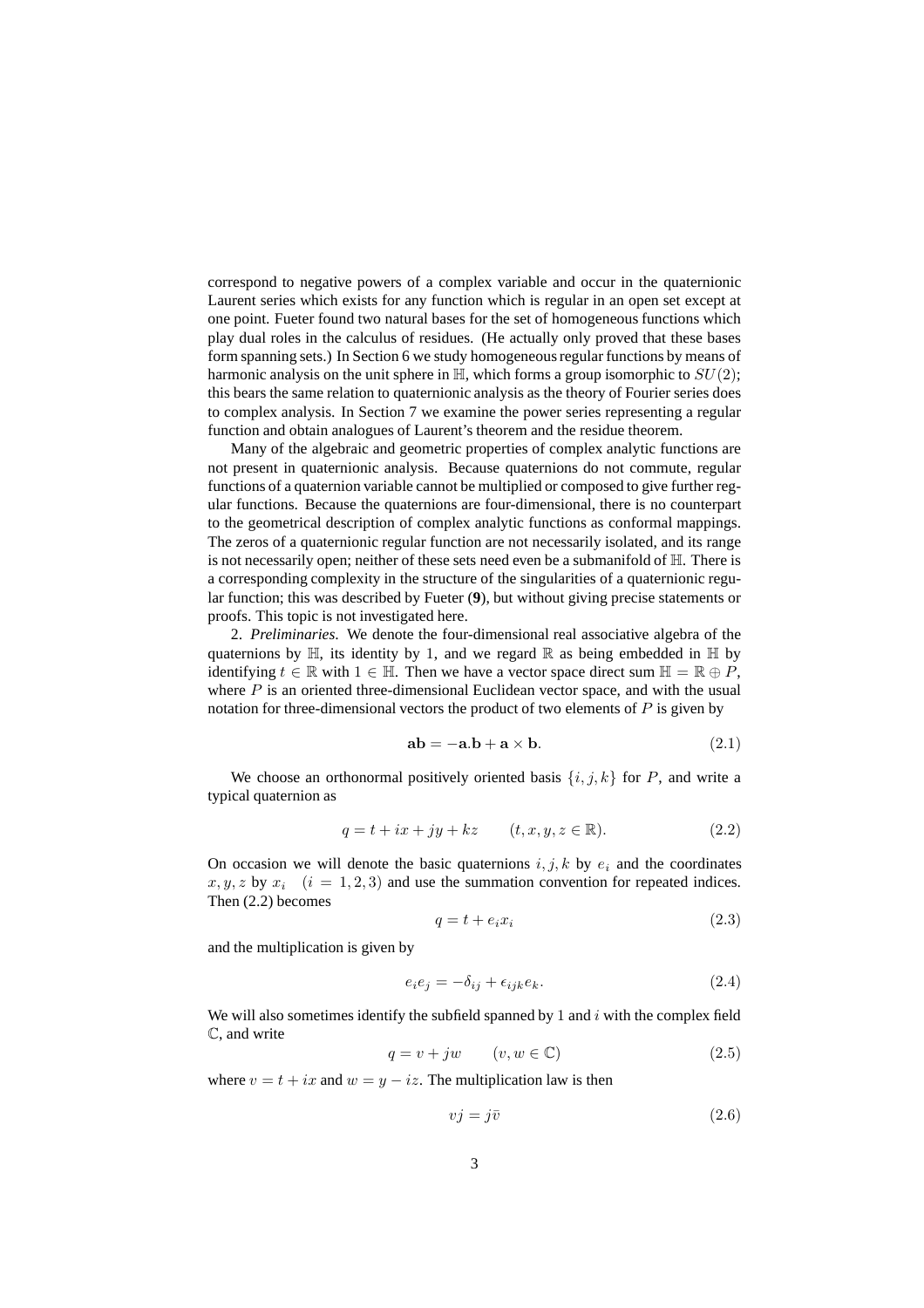correspond to negative powers of a complex variable and occur in the quaternionic Laurent series which exists for any function which is regular in an open set except at one point. Fueter found two natural bases for the set of homogeneous functions which play dual roles in the calculus of residues. (He actually only proved that these bases form spanning sets.) In Section 6 we study homogeneous regular functions by means of harmonic analysis on the unit sphere in $\mathbb{H}$, which forms a group isomorphic to $SU(2)$; this bears the same relation to quaternionic analysis as the theory of Fourier series does to complex analysis. In Section 7 we examine the power series representing a regular function and obtain analogues of Laurent's theorem and the residue theorem.

Many of the algebraic and geometric properties of complex analytic functions are not present in quaternionic analysis. Because quaternions do not commute, regular functions of a quaternion variable cannot be multiplied or composed to give further regular functions. Because the quaternions are four-dimensional, there is no counterpart to the geometrical description of complex analytic functions as conformal mappings. The zeros of a quaternionic regular function are not necessarily isolated, and its range is not necessarily open; neither of these sets need even be a submanifold of $\mathbb{H}$. There is a corresponding complexity in the structure of the singularities of a quaternionic regular function; this was described by Fueter (**9**), but without giving precise statements or proofs. This topic is not investigated here.

2. *Preliminaries.* We denote the four-dimensional real associative algebra of the quaternions by $\mathbb{H}$, its identity by 1, and we regard $\mathbb{R}$ as being embedded in $\mathbb{H}$ by identifying $t \in \mathbb{R}$ with $1 \in \mathbb{H}$. Then we have a vector space direct sum $\mathbb{H} = \mathbb{R} \oplus P$, where $P$ is an oriented three-dimensional Euclidean vector space, and with the usual notation for three-dimensional vectors the product of two elements of $P$ is given by

$$\mathbf{ab} = -\mathbf{a}.\mathbf{b} + \mathbf{a} \times \mathbf{b}. \tag{2.1}$$

We choose an orthonormal positively oriented basis $\{i, j, k\}$ for $P$, and write a typical quaternion as

$$q = t + ix + jy + kz \qquad (t, x, y, z \in \mathbb{R}). \tag{2.2}$$

On occasion we will denote the basic quaternions $i, j, k$ by $e_i$ and the coordinates $x, y, z$ by $x_i \quad (i = 1, 2, 3)$ and use the summation convention for repeated indices. Then (2.2) becomes

$$q = t + e_i x_i \tag{2.3}$$

and the multiplication is given by

$$e_i e_j = -\delta_{ij} + \epsilon_{ijk} e_k. \tag{2.4}$$

We will also sometimes identify the subfield spanned by 1 and $i$ with the complex field $\mathbb{C}$, and write

$$q = v + jw \qquad (v, w \in \mathbb{C}) \tag{2.5}$$

where $v = t + ix$ and $w = y - iz$. The multiplication law is then

$$vj = j\bar{v} \tag{2.6}$$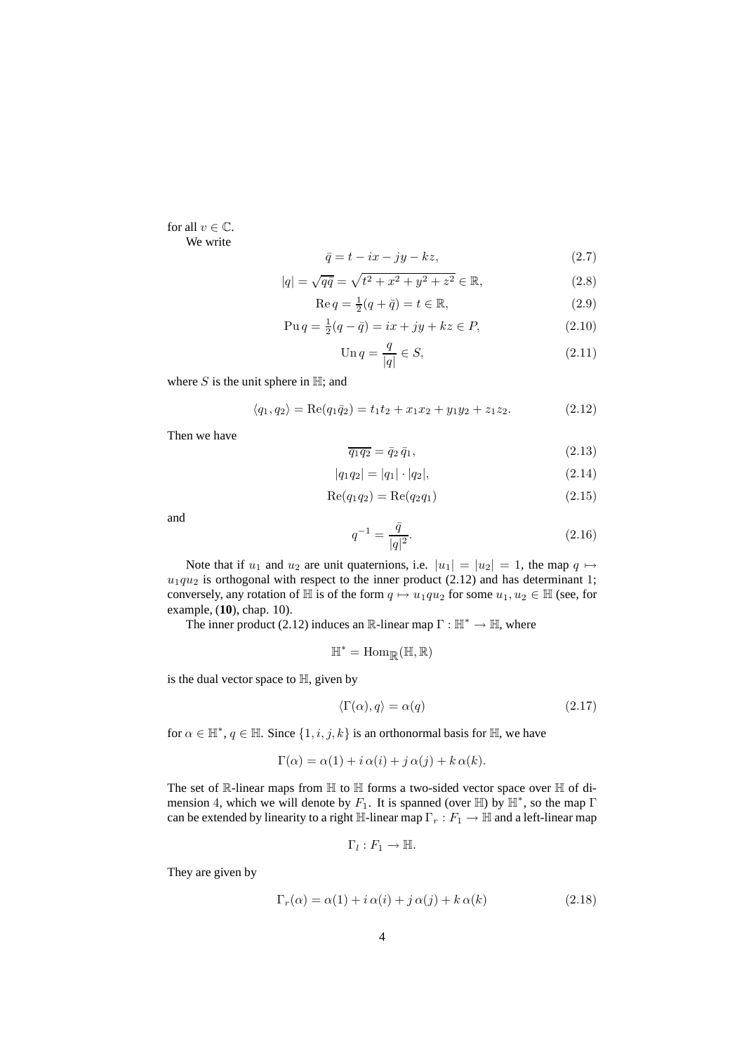for all $v \in \mathbb{C}$.

We write

$$\bar{q} = t - ix - jy - kz, \tag{2.7}$$

$$|q| = \sqrt{q\bar{q}} = \sqrt{t^2 + x^2 + y^2 + z^2} \in \mathbb{R}, \tag{2.8}$$

$$\operatorname{Re} q = \tfrac{1}{2}(q + \bar{q}) = t \in \mathbb{R}, \tag{2.9}$$

$$\operatorname{Pu} q = \tfrac{1}{2}(q - \bar{q}) = ix + jy + kz \in P, \tag{2.10}$$

$$\operatorname{Un} q = \frac{q}{|q|} \in S, \tag{2.11}$$

where $S$ is the unit sphere in $\mathbb{H}$; and

$$\langle q_1, q_2 \rangle = \operatorname{Re}(q_1 \bar{q}_2) = t_1 t_2 + x_1 x_2 + y_1 y_2 + z_1 z_2. \tag{2.12}$$

Then we have

$$\overline{q_1 q_2} = \bar{q}_2 \, \bar{q}_1, \tag{2.13}$$

$$|q_1 q_2| = |q_1| \cdot |q_2|, \tag{2.14}$$

$$\operatorname{Re}(q_1 q_2) = \operatorname{Re}(q_2 q_1) \tag{2.15}$$

and

$$q^{-1} = \frac{\bar{q}}{|q|^2}. \tag{2.16}$$

Note that if $u_1$ and $u_2$ are unit quaternions, i.e. $|u_1| = |u_2| = 1$, the map $q \mapsto u_1 q u_2$ is orthogonal with respect to the inner product (2.12) and has determinant 1; conversely, any rotation of $\mathbb{H}$ is of the form $q \mapsto u_1 q u_2$ for some $u_1, u_2 \in \mathbb{H}$ (see, for example, (**10**), chap. 10).

The inner product (2.12) induces an $\mathbb{R}$-linear map $\Gamma : \mathbb{H}^* \to \mathbb{H}$, where

$$\mathbb{H}^* = \operatorname{Hom}_{\mathbb{R}}(\mathbb{H}, \mathbb{R})$$

is the dual vector space to $\mathbb{H}$, given by

$$\langle \Gamma(\alpha), q \rangle = \alpha(q) \tag{2.17}$$

for $\alpha \in \mathbb{H}^*$, $q \in \mathbb{H}$. Since $\{1, i, j, k\}$ is an orthonormal basis for $\mathbb{H}$, we have

$$\Gamma(\alpha) = \alpha(1) + i\,\alpha(i) + j\,\alpha(j) + k\,\alpha(k).$$

The set of $\mathbb{R}$-linear maps from $\mathbb{H}$ to $\mathbb{H}$ forms a two-sided vector space over $\mathbb{H}$ of dimension 4, which we will denote by $F_1$. It is spanned (over $\mathbb{H}$) by $\mathbb{H}^*$, so the map $\Gamma$ can be extended by linearity to a right $\mathbb{H}$-linear map $\Gamma_r : F_1 \to \mathbb{H}$ and a left-linear map

$$\Gamma_l : F_1 \to \mathbb{H}.$$

They are given by

$$\Gamma_r(\alpha) = \alpha(1) + i\,\alpha(i) + j\,\alpha(j) + k\,\alpha(k) \tag{2.18}$$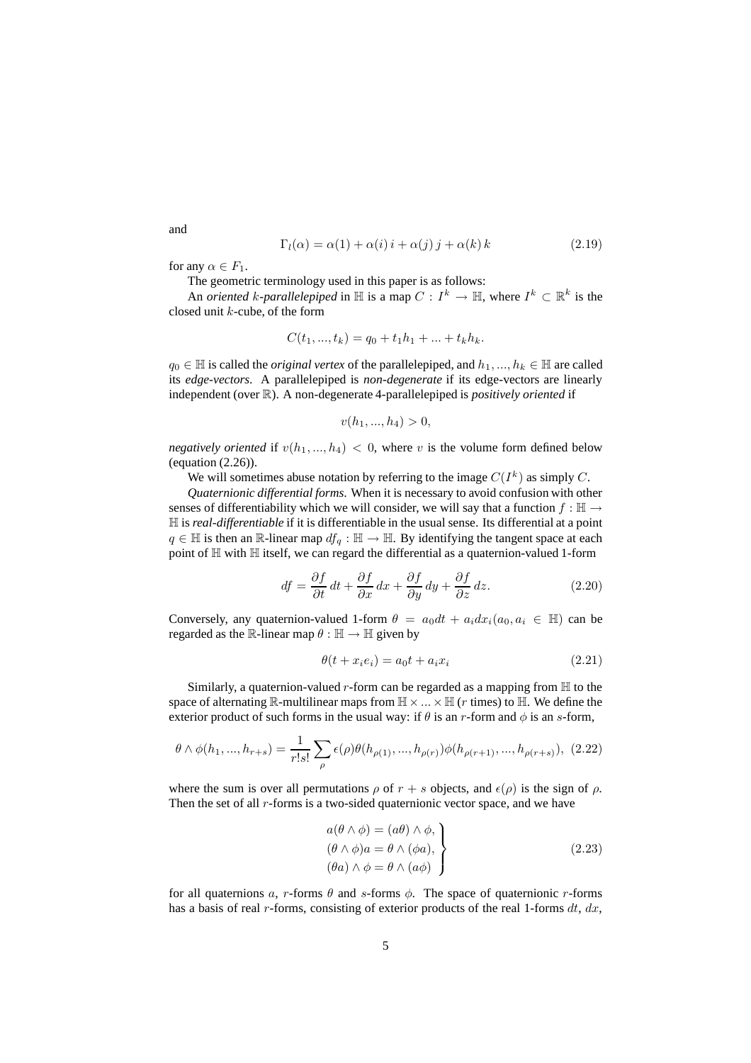and

$$\Gamma_l(\alpha) = \alpha(1) + \alpha(i)\, i + \alpha(j)\, j + \alpha(k)\, k \tag{2.19}$$

for any $\alpha \in F_1$.

The geometric terminology used in this paper is as follows:

An *oriented $k$-parallelepiped* in $\mathbb{H}$ is a map $C : I^k \to \mathbb{H}$, where $I^k \subset \mathbb{R}^k$ is the closed unit $k$-cube, of the form

$$C(t_1, ..., t_k) = q_0 + t_1 h_1 + ... + t_k h_k.$$

$q_0 \in \mathbb{H}$ is called the *original vertex* of the parallelepiped, and $h_1, ..., h_k \in \mathbb{H}$ are called its *edge-vectors*. A parallelepiped is *non-degenerate* if its edge-vectors are linearly independent (over $\mathbb{R}$). A non-degenerate 4-parallelepiped is *positively oriented* if

$$v(h_1, ..., h_4) > 0,$$

*negatively oriented* if $v(h_1, ..., h_4) < 0$, where $v$ is the volume form defined below (equation (2.26)).

We will sometimes abuse notation by referring to the image $C(I^k)$ as simply $C$.

*Quaternionic differential forms.* When it is necessary to avoid confusion with other senses of differentiability which we will consider, we will say that a function $f : \mathbb{H} \to \mathbb{H}$ is ***real-differentiable*** if it is differentiable in the usual sense. Its differential at a point $q \in \mathbb{H}$ is then an $\mathbb{R}$-linear map $df_q : \mathbb{H} \to \mathbb{H}$. By identifying the tangent space at each point of $\mathbb{H}$ with $\mathbb{H}$ itself, we can regard the differential as a quaternion-valued 1-form

$$df = \frac{\partial f}{\partial t}\, dt + \frac{\partial f}{\partial x}\, dx + \frac{\partial f}{\partial y}\, dy + \frac{\partial f}{\partial z}\, dz. \tag{2.20}$$

Conversely, any quaternion-valued 1-form $\theta = a_0 dt + a_i dx_i (a_0, a_i \in \mathbb{H})$ can be regarded as the $\mathbb{R}$-linear map $\theta : \mathbb{H} \to \mathbb{H}$ given by

$$\theta(t + x_i e_i) = a_0 t + a_i x_i \tag{2.21}$$

Similarly, a quaternion-valued $r$-form can be regarded as a mapping from $\mathbb{H}$ to the space of alternating $\mathbb{R}$-multilinear maps from $\mathbb{H} \times ... \times \mathbb{H}$ ($r$ times) to $\mathbb{H}$. We define the exterior product of such forms in the usual way: if $\theta$ is an $r$-form and $\phi$ is an $s$-form,

$$\theta \wedge \phi(h_1, ..., h_{r+s}) = \frac{1}{r!s!} \sum_\rho \epsilon(\rho) \theta(h_{\rho(1)}, ..., h_{\rho(r)}) \phi(h_{\rho(r+1)}, ..., h_{\rho(r+s)}), \tag{2.22}$$

where the sum is over all permutations $\rho$ of $r + s$ objects, and $\epsilon(\rho)$ is the sign of $\rho$. Then the set of all $r$-forms is a two-sided quaternionic vector space, and we have

$$\left.\begin{aligned} a(\theta \wedge \phi) &= (a\theta) \wedge \phi, \\ (\theta \wedge \phi)a &= \theta \wedge (\phi a), \\ (\theta a) \wedge \phi &= \theta \wedge (a\phi) \end{aligned}\right\} \tag{2.23}$$

for all quaternions $a$, $r$-forms $\theta$ and $s$-forms $\phi$. The space of quaternionic $r$-forms has a basis of real $r$-forms, consisting of exterior products of the real 1-forms $dt$, $dx$,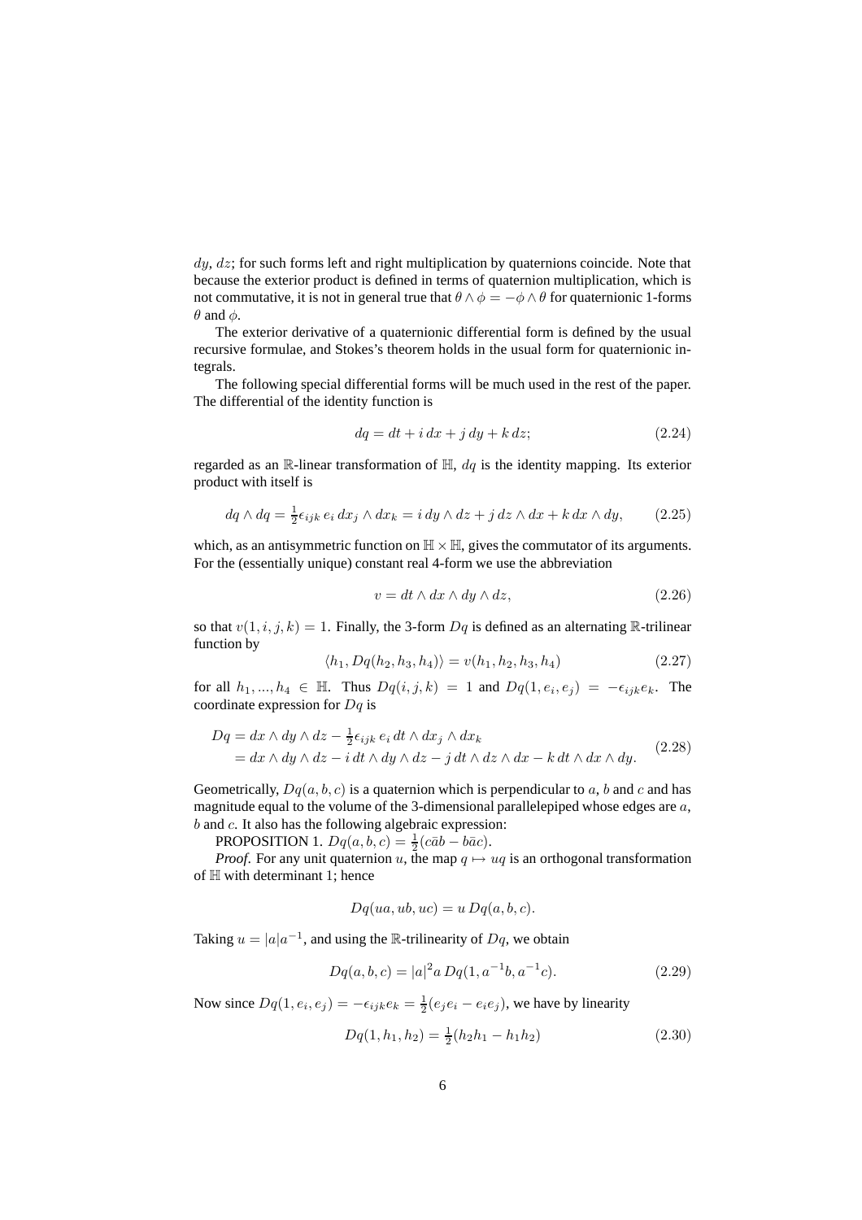$dy$, $dz$; for such forms left and right multiplication by quaternions coincide. Note that because the exterior product is defined in terms of quaternion multiplication, which is not commutative, it is not in general true that $\theta \wedge \phi = -\phi \wedge \theta$ for quaternionic 1-forms $\theta$ and $\phi$.

The exterior derivative of a quaternionic differential form is defined by the usual recursive formulae, and Stokes's theorem holds in the usual form for quaternionic integrals.

The following special differential forms will be much used in the rest of the paper. The differential of the identity function is

$$dq = dt + i\,dx + j\,dy + k\,dz; \tag{2.24}$$

regarded as an $\mathbb{R}$-linear transformation of $\mathbb{H}$, $dq$ is the identity mapping. Its exterior product with itself is

$$dq \wedge dq = \tfrac{1}{2}\epsilon_{ijk}\, e_i\, dx_j \wedge dx_k = i\,dy \wedge dz + j\,dz \wedge dx + k\,dx \wedge dy, \tag{2.25}$$

which, as an antisymmetric function on $\mathbb{H} \times \mathbb{H}$, gives the commutator of its arguments. For the (essentially unique) constant real 4-form we use the abbreviation

$$v = dt \wedge dx \wedge dy \wedge dz, \tag{2.26}$$

so that $v(1, i, j, k) = 1$. Finally, the 3-form $Dq$ is defined as an alternating $\mathbb{R}$-trilinear function by

$$\langle h_1, Dq(h_2, h_3, h_4)\rangle = v(h_1, h_2, h_3, h_4) \tag{2.27}$$

for all $h_1, ..., h_4 \in \mathbb{H}$. Thus $Dq(i, j, k) = 1$ and $Dq(1, e_i, e_j) = -\epsilon_{ijk} e_k$. The coordinate expression for $Dq$ is

$$\begin{aligned} Dq &= dx \wedge dy \wedge dz - \tfrac{1}{2}\epsilon_{ijk}\, e_i\, dt \wedge dx_j \wedge dx_k \\ &= dx \wedge dy \wedge dz - i\,dt \wedge dy \wedge dz - j\,dt \wedge dz \wedge dx - k\,dt \wedge dx \wedge dy. \end{aligned} \tag{2.28}$$

Geometrically, $Dq(a, b, c)$ is a quaternion which is perpendicular to $a$, $b$ and $c$ and has magnitude equal to the volume of the 3-dimensional parallelepiped whose edges are $a$, $b$ and $c$. It also has the following algebraic expression:

PROPOSITION 1. $Dq(a, b, c) = \frac{1}{2}(c\bar{a}b - b\bar{a}c)$.

*Proof*. For any unit quaternion $u$, the map $q \mapsto uq$ is an orthogonal transformation of $\mathbb{H}$ with determinant 1; hence

$$Dq(ua, ub, uc) = u\, Dq(a, b, c).$$

Taking $u = |a|a^{-1}$, and using the $\mathbb{R}$-trilinearity of $Dq$, we obtain

$$Dq(a, b, c) = |a|^2 a\, Dq(1, a^{-1}b, a^{-1}c). \tag{2.29}$$

Now since $Dq(1, e_i, e_j) = -\epsilon_{ijk}e_k = \frac{1}{2}(e_j e_i - e_i e_j)$, we have by linearity

$$Dq(1, h_1, h_2) = \tfrac{1}{2}(h_2 h_1 - h_1 h_2) \tag{2.30}$$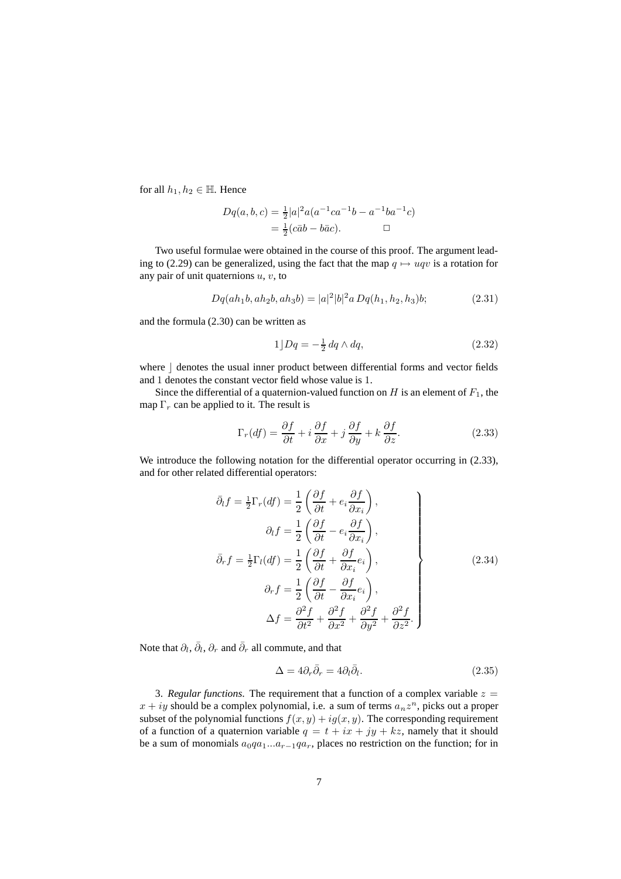for all $h_1, h_2 \in \mathbb{H}$. Hence

$$\begin{aligned} Dq(a,b,c) &= \tfrac{1}{2}|a|^2 a(a^{-1}ca^{-1}b - a^{-1}ba^{-1}c) \\ &= \tfrac{1}{2}(c\bar{a}b - b\bar{a}c). \qquad \square \end{aligned}$$

Two useful formulae were obtained in the course of this proof. The argument leading to (2.29) can be generalized, using the fact that the map $q \mapsto uqv$ is a rotation for any pair of unit quaternions $u$, $v$, to

$$Dq(ah_1b, ah_2b, ah_3b) = |a|^2|b|^2 a\, Dq(h_1, h_2, h_3)b; \tag{2.31}$$

and the formula (2.30) can be written as

$$1 \rfloor Dq = -\tfrac{1}{2}\, dq \wedge dq, \tag{2.32}$$

where $\rfloor$ denotes the usual inner product between differential forms and vector fields and 1 denotes the constant vector field whose value is 1.

Since the differential of a quaternion-valued function on $H$ is an element of $F_1$, the map $\Gamma_r$ can be applied to it. The result is

$$\Gamma_r(df) = \frac{\partial f}{\partial t} + i\,\frac{\partial f}{\partial x} + j\,\frac{\partial f}{\partial y} + k\,\frac{\partial f}{\partial z}. \tag{2.33}$$

We introduce the following notation for the differential operator occurring in (2.33), and for other related differential operators:

$$\left.\begin{aligned} \bar{\partial}_l f = \tfrac{1}{2}\Gamma_r(df) &= \frac{1}{2}\left(\frac{\partial f}{\partial t} + e_i \frac{\partial f}{\partial x_i}\right), \\ \partial_l f &= \frac{1}{2}\left(\frac{\partial f}{\partial t} - e_i \frac{\partial f}{\partial x_i}\right), \\ \bar{\partial}_r f = \tfrac{1}{2}\Gamma_l(df) &= \frac{1}{2}\left(\frac{\partial f}{\partial t} + \frac{\partial f}{\partial x_i} e_i\right), \\ \partial_r f &= \frac{1}{2}\left(\frac{\partial f}{\partial t} - \frac{\partial f}{\partial x_i} e_i\right), \\ \Delta f &= \frac{\partial^2 f}{\partial t^2} + \frac{\partial^2 f}{\partial x^2} + \frac{\partial^2 f}{\partial y^2} + \frac{\partial^2 f}{\partial z^2}. \end{aligned}\right\} \tag{2.34}$$

Note that $\partial_l$, $\bar{\partial}_l$, $\partial_r$ and $\bar{\partial}_r$ all commute, and that

$$\Delta = 4\partial_r \bar{\partial}_r = 4\partial_l \bar{\partial}_l. \tag{2.35}$$

3. *Regular functions.* The requirement that a function of a complex variable $z = x + iy$ should be a complex polynomial, i.e. a sum of terms $a_n z^n$, picks out a proper subset of the polynomial functions $f(x, y) + ig(x, y)$. The corresponding requirement of a function of a quaternion variable $q = t + ix + jy + kz$, namely that it should be a sum of monomials $a_0 q a_1 \ldots a_{r-1} q a_r$, places no restriction on the function; for in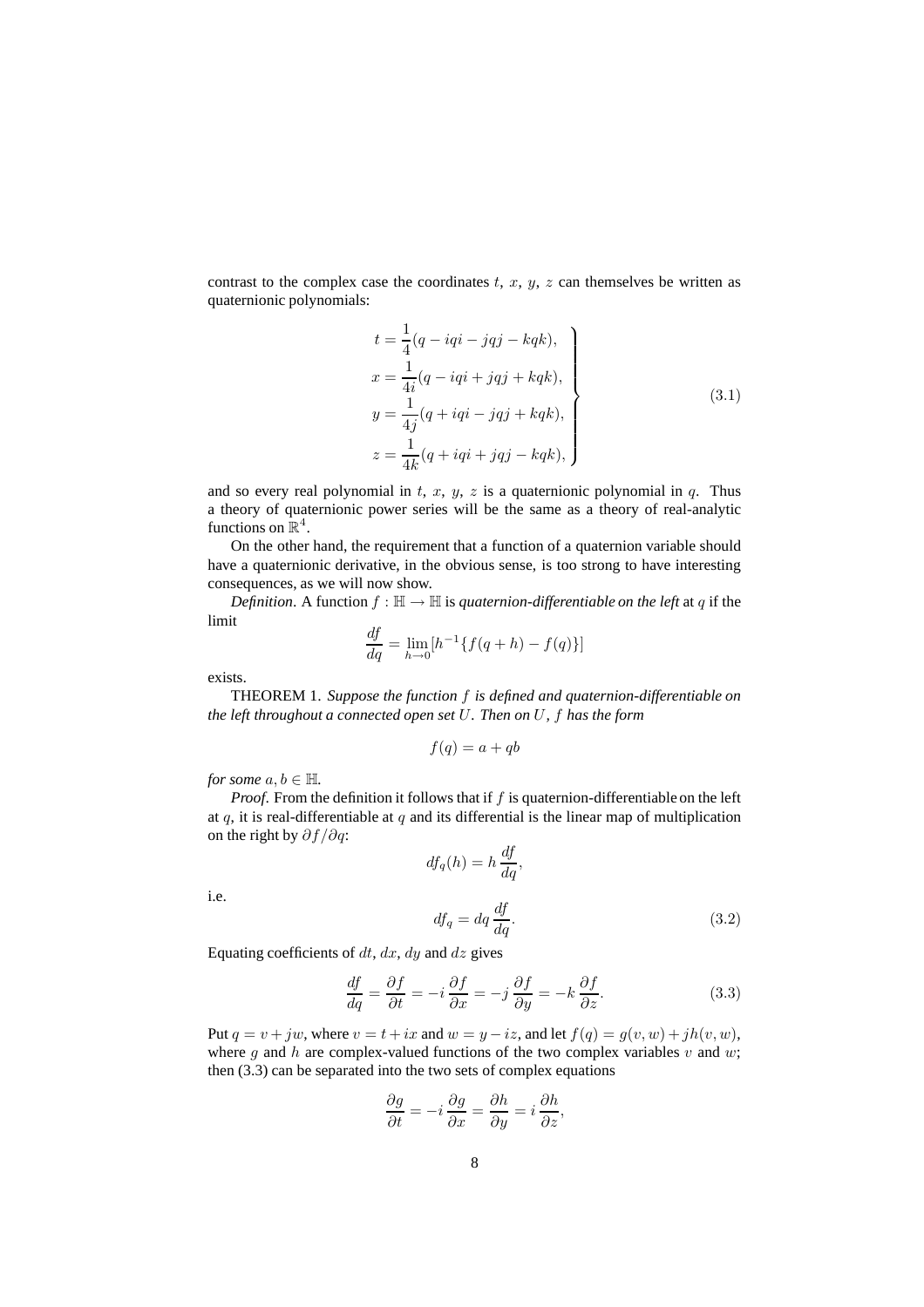contrast to the complex case the coordinates $t$, $x$, $y$, $z$ can themselves be written as quaternionic polynomials:

$$\left.\begin{aligned} t &= \frac{1}{4}(q - iqi - jqj - kqk), \\ x &= \frac{1}{4i}(q - iqi + jqj + kqk), \\ y &= \frac{1}{4j}(q + iqi - jqj + kqk), \\ z &= \frac{1}{4k}(q + iqi + jqj - kqk), \end{aligned}\right\} \tag{3.1}$$

and so every real polynomial in $t$, $x$, $y$, $z$ is a quaternionic polynomial in $q$. Thus a theory of quaternionic power series will be the same as a theory of real-analytic functions on $\mathbb{R}^4$.

On the other hand, the requirement that a function of a quaternion variable should have a quaternionic derivative, in the obvious sense, is too strong to have interesting consequences, as we will now show.

*Definition*. A function $f : \mathbb{H} \to \mathbb{H}$ is *quaternion-differentiable on the left* at $q$ if the limit

$$\frac{df}{dq} = \lim_{h \to 0} [h^{-1}\{f(q+h) - f(q)\}]$$

exists.

THEOREM 1. *Suppose the function $f$ is defined and quaternion-differentiable on the left throughout a connected open set $U$. Then on $U$, $f$ has the form*

$$f(q) = a + qb$$

*for some $a, b \in \mathbb{H}$.*

*Proof*. From the definition it follows that if $f$ is quaternion-differentiable on the left at $q$, it is real-differentiable at $q$ and its differential is the linear map of multiplication on the right by $\partial f/\partial q$:

$$df_q(h) = h\,\frac{df}{dq},$$

i.e.

$$df_q = dq\,\frac{df}{dq}. \tag{3.2}$$

Equating coefficients of $dt$, $dx$, $dy$ and $dz$ gives

$$\frac{df}{dq} = \frac{\partial f}{\partial t} = -i\,\frac{\partial f}{\partial x} = -j\,\frac{\partial f}{\partial y} = -k\,\frac{\partial f}{\partial z}. \tag{3.3}$$

Put $q = v + jw$, where $v = t + ix$ and $w = y - iz$, and let $f(q) = g(v, w) + jh(v, w)$, where $g$ and $h$ are complex-valued functions of the two complex variables $v$ and $w$; then (3.3) can be separated into the two sets of complex equations

$$\frac{\partial g}{\partial t} = -i\,\frac{\partial g}{\partial x} = \frac{\partial h}{\partial y} = i\,\frac{\partial h}{\partial z},$$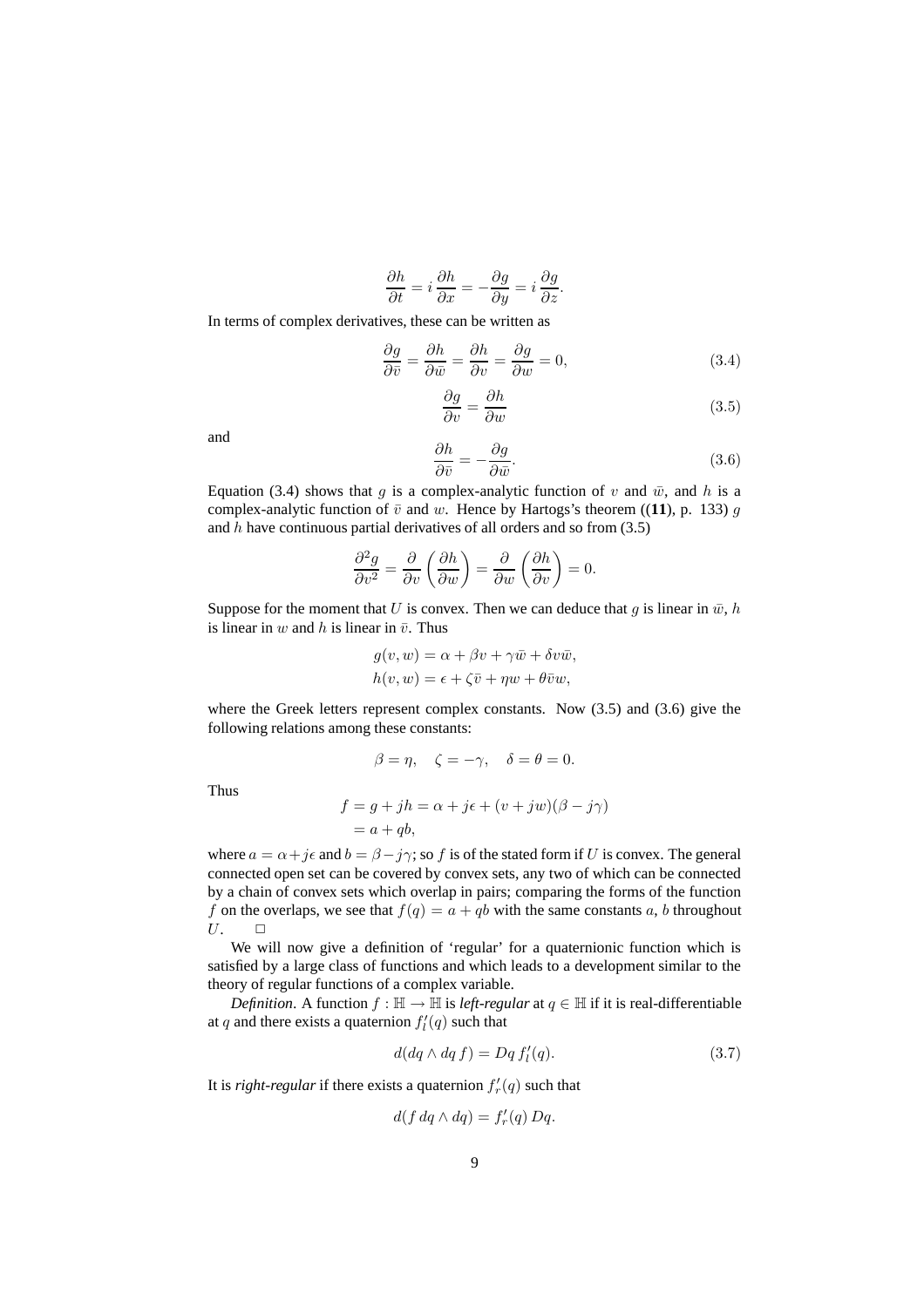$$\frac{\partial h}{\partial t} = i\,\frac{\partial h}{\partial x} = -\frac{\partial g}{\partial y} = i\,\frac{\partial g}{\partial z}.$$

In terms of complex derivatives, these can be written as

$$\frac{\partial g}{\partial \bar{v}} = \frac{\partial h}{\partial \bar{w}} = \frac{\partial h}{\partial v} = \frac{\partial g}{\partial w} = 0, \tag{3.4}$$

$$\frac{\partial g}{\partial v} = \frac{\partial h}{\partial w} \tag{3.5}$$

and

$$\frac{\partial h}{\partial \bar{v}} = -\frac{\partial g}{\partial \bar{w}}. \tag{3.6}$$

Equation (3.4) shows that $g$ is a complex-analytic function of $v$ and $\bar{w}$, and $h$ is a complex-analytic function of $\bar{v}$ and $w$. Hence by Hartogs's theorem ((**11**), p. 133) $g$ and $h$ have continuous partial derivatives of all orders and so from (3.5)

$$\frac{\partial^2 g}{\partial v^2} = \frac{\partial}{\partial v}\left(\frac{\partial h}{\partial w}\right) = \frac{\partial}{\partial w}\left(\frac{\partial h}{\partial v}\right) = 0.$$

Suppose for the moment that $U$ is convex. Then we can deduce that $g$ is linear in $\bar{w}$, $h$ is linear in $w$ and $h$ is linear in $\bar{v}$. Thus

$$\begin{aligned} g(v,w) &= \alpha + \beta v + \gamma \bar{w} + \delta v \bar{w}, \\ h(v,w) &= \epsilon + \zeta \bar{v} + \eta w + \theta \bar{v} w, \end{aligned}$$

where the Greek letters represent complex constants. Now (3.5) and (3.6) give the following relations among these constants:

$$\beta = \eta, \quad \zeta = -\gamma, \quad \delta = \theta = 0.$$

Thus

$$\begin{aligned} f &= g + jh = \alpha + j\epsilon + (v + jw)(\beta - j\gamma) \\ &= a + qb, \end{aligned}$$

where $a = \alpha + j\epsilon$ and $b = \beta - j\gamma$; so $f$ is of the stated form if $U$ is convex. The general connected open set can be covered by convex sets, any two of which can be connected by a chain of convex sets which overlap in pairs; comparing the forms of the function $f$ on the overlaps, we see that $f(q) = a + qb$ with the same constants $a$, $b$ throughout $U$. $\square$

We will now give a definition of 'regular' for a quaternionic function which is satisfied by a large class of functions and which leads to a development similar to the theory of regular functions of a complex variable.

*Definition.* A function $f : \mathbb{H} \to \mathbb{H}$ is *left-regular* at $q \in \mathbb{H}$ if it is real-differentiable at $q$ and there exists a quaternion $f_l'(q)$ such that

$$d(dq \wedge dq\, f) = Dq\, f_l'(q). \tag{3.7}$$

It is *right-regular* if there exists a quaternion $f_r'(q)$ such that

$$d(f\, dq \wedge dq) = f_r'(q)\, Dq.$$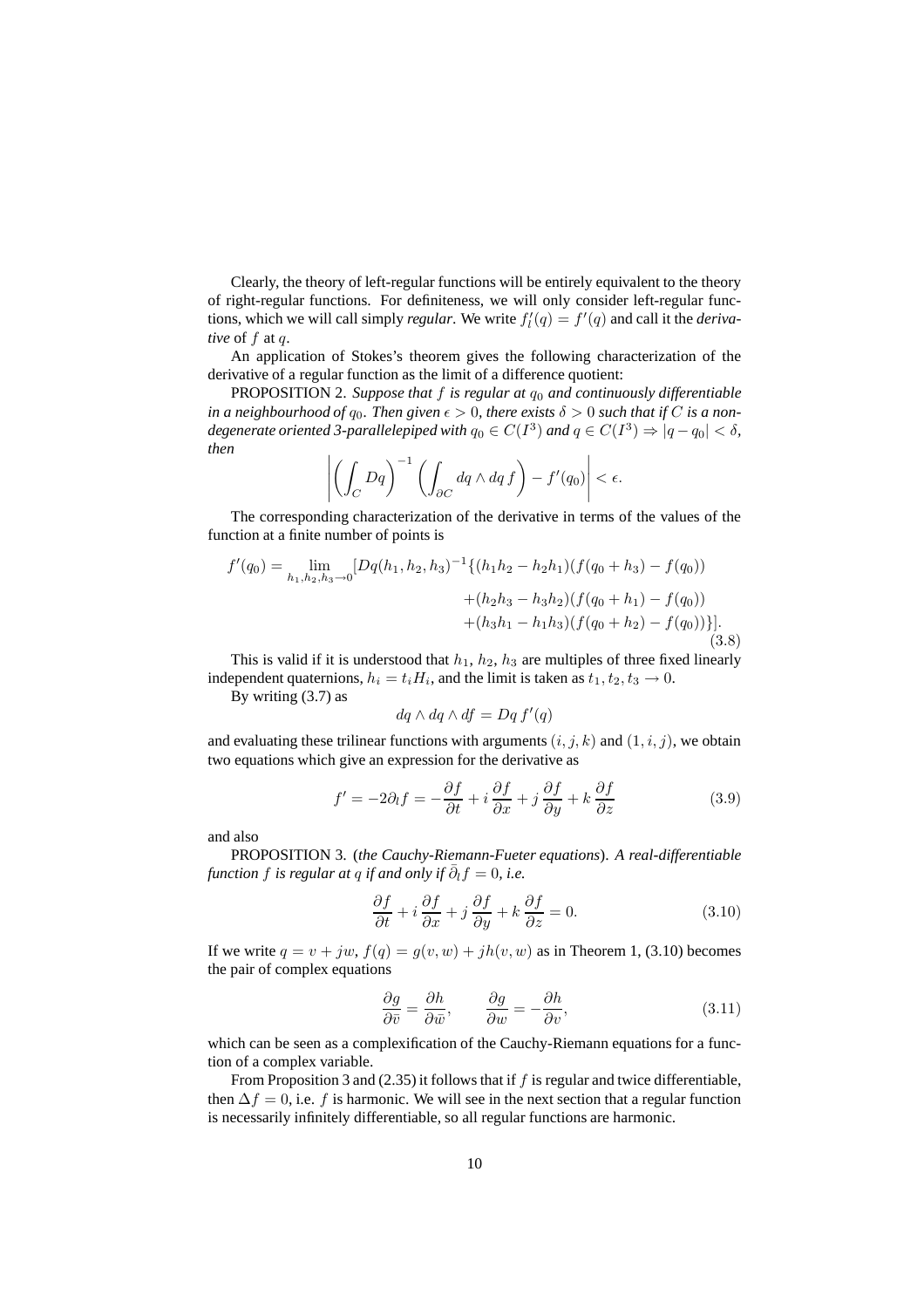Clearly, the theory of left-regular functions will be entirely equivalent to the theory of right-regular functions. For definiteness, we will only consider left-regular functions, which we will call simply *regular*. We write $f_l'(q) = f'(q)$ and call it the *derivative* of $f$ at $q$.

An application of Stokes's theorem gives the following characterization of the derivative of a regular function as the limit of a difference quotient:

PROPOSITION 2. *Suppose that $f$ is regular at $q_0$ and continuously differentiable in a neighbourhood of $q_0$. Then given $\epsilon > 0$, there exists $\delta > 0$ such that if $C$ is a non-degenerate oriented 3-parallelepiped with $q_0 \in C(I^3)$ and $q \in C(I^3) \Rightarrow |q - q_0| < \delta$, then*

$$\left| \left( \int_C Dq \right)^{-1} \left( \int_{\partial C} dq \wedge dq\, f \right) - f'(q_0) \right| < \epsilon.$$

The corresponding characterization of the derivative in terms of the values of the function at a finite number of points is

$$\begin{aligned} f'(q_0) = \lim_{h_1,h_2,h_3 \to 0} [Dq(h_1,h_2,h_3)^{-1}\{ &(h_1h_2 - h_2h_1)(f(q_0+h_3) - f(q_0)) \\ &+ (h_2h_3 - h_3h_2)(f(q_0+h_1) - f(q_0)) \\ &+ (h_3h_1 - h_1h_3)(f(q_0+h_2) - f(q_0))\}]. \end{aligned} \tag{3.8}$$

This is valid if it is understood that $h_1$, $h_2$, $h_3$ are multiples of three fixed linearly independent quaternions, $h_i = t_i H_i$, and the limit is taken as $t_1, t_2, t_3 \to 0$.

By writing (3.7) as

$$dq \wedge dq \wedge df = Dq\, f'(q)$$

and evaluating these trilinear functions with arguments $(i, j, k)$ and $(1, i, j)$, we obtain two equations which give an expression for the derivative as

$$f' = -2\partial_l f = -\frac{\partial f}{\partial t} + i\,\frac{\partial f}{\partial x} + j\,\frac{\partial f}{\partial y} + k\,\frac{\partial f}{\partial z} \tag{3.9}$$

and also

PROPOSITION 3. (*the Cauchy-Riemann-Fueter equations*). *A real-differentiable function $f$ is regular at $q$ if and only if $\bar{\partial}_l f = 0$, i.e.*

$$\frac{\partial f}{\partial t} + i\,\frac{\partial f}{\partial x} + j\,\frac{\partial f}{\partial y} + k\,\frac{\partial f}{\partial z} = 0. \tag{3.10}$$

If we write $q = v + jw$, $f(q) = g(v,w) + jh(v,w)$ as in Theorem 1, (3.10) becomes the pair of complex equations

$$\frac{\partial g}{\partial \bar{v}} = \frac{\partial h}{\partial \bar{w}}, \qquad \frac{\partial g}{\partial w} = -\frac{\partial h}{\partial v}, \tag{3.11}$$

which can be seen as a complexification of the Cauchy-Riemann equations for a function of a complex variable.

From Proposition 3 and (2.35) it follows that if $f$ is regular and twice differentiable, then $\Delta f = 0$, i.e. $f$ is harmonic. We will see in the next section that a regular function is necessarily infinitely differentiable, so all regular functions are harmonic.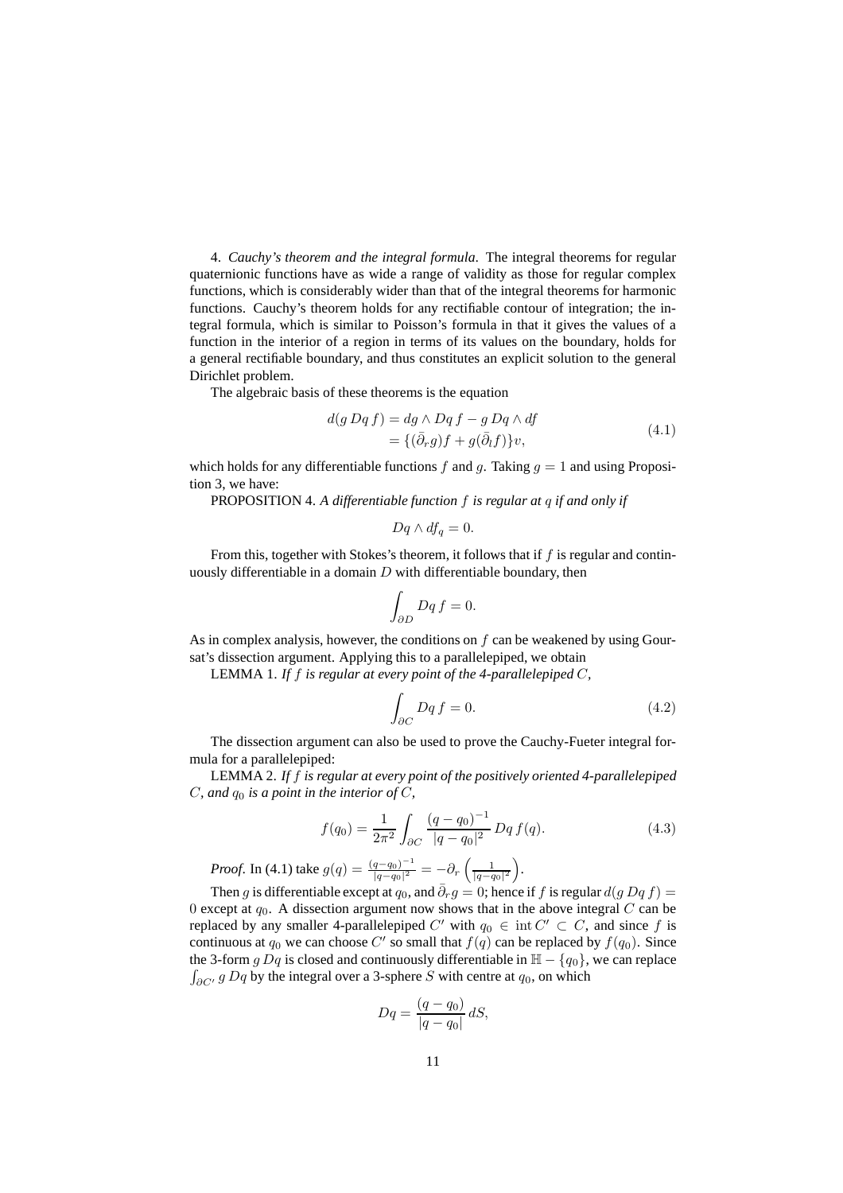4. *Cauchy's theorem and the integral formula.* The integral theorems for regular quaternionic functions have as wide a range of validity as those for regular complex functions, which is considerably wider than that of the integral theorems for harmonic functions. Cauchy's theorem holds for any rectifiable contour of integration; the integral formula, which is similar to Poisson's formula in that it gives the values of a function in the interior of a region in terms of its values on the boundary, holds for a general rectifiable boundary, and thus constitutes an explicit solution to the general Dirichlet problem.

The algebraic basis of these theorems is the equation

$$\begin{aligned} d(g\,Dq\,f) &= dg \wedge Dq\,f - g\,Dq \wedge df \\ &= \{(\bar{\partial}_r g)f + g(\bar{\partial}_l f)\}v, \end{aligned} \tag{4.1}$$

which holds for any differentiable functions $f$ and $g$. Taking $g = 1$ and using Proposition 3, we have:

PROPOSITION 4. *A differentiable function $f$ is regular at $q$ if and only if*

$$Dq \wedge df_q = 0.$$

From this, together with Stokes's theorem, it follows that if $f$ is regular and continuously differentiable in a domain $D$ with differentiable boundary, then

$$\int_{\partial D} Dq\,f = 0.$$

As in complex analysis, however, the conditions on $f$ can be weakened by using Goursat's dissection argument. Applying this to a parallelepiped, we obtain

LEMMA 1. *If $f$ is regular at every point of the 4-parallelepiped $C$,*

$$\int_{\partial C} Dq\,f = 0. \tag{4.2}$$

The dissection argument can also be used to prove the Cauchy-Fueter integral formula for a parallelepiped:

LEMMA 2. *If $f$ is regular at every point of the positively oriented 4-parallelepiped $C$, and $q_0$ is a point in the interior of $C$,*

$$f(q_0) = \frac{1}{2\pi^2}\int_{\partial C} \frac{(q-q_0)^{-1}}{|q-q_0|^2}\,Dq\,f(q). \tag{4.3}$$

*Proof.* In (4.1) take $g(q) = \frac{(q-q_0)^{-1}}{|q-q_0|^2} = -\partial_r\left(\frac{1}{|q-q_0|^2}\right)$.

Then $g$ is differentiable except at $q_0$, and $\bar{\partial}_r g = 0$; hence if $f$ is regular $d(g\,Dq\,f) = 0$ except at $q_0$. A dissection argument now shows that in the above integral $C$ can be replaced by any smaller 4-parallelepiped $C'$ with $q_0 \in \operatorname{int} C' \subset C$, and since $f$ is continuous at $q_0$ we can choose $C'$ so small that $f(q)$ can be replaced by $f(q_0)$. Since the 3-form $g\,Dq$ is closed and continuously differentiable in $\mathbb{H} - \{q_0\}$, we can replace $\int_{\partial C'} g\,Dq$ by the integral over a 3-sphere $S$ with centre at $q_0$, on which

$$Dq = \frac{(q-q_0)}{|q-q_0|}\,dS,$$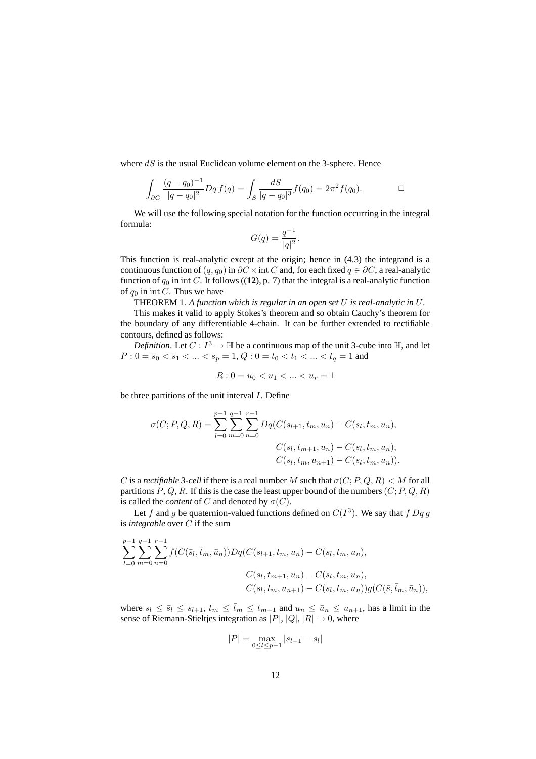where $dS$ is the usual Euclidean volume element on the 3-sphere. Hence

$$\int_{\partial C} \frac{(q-q_0)^{-1}}{|q-q_0|^2} Dq\, f(q) = \int_S \frac{dS}{|q-q_0|^3} f(q_0) = 2\pi^2 f(q_0). \qquad \square$$

We will use the following special notation for the function occurring in the integral formula:

$$G(q) = \frac{q^{-1}}{|q|^2}.$$

This function is real-analytic except at the origin; hence in (4.3) the integrand is a continuous function of $(q, q_0)$ in $\partial C \times \operatorname{int} C$ and, for each fixed $q \in \partial C$, a real-analytic function of $q_0$ in $\operatorname{int} C$. It follows ((**12**), p. 7) that the integral is a real-analytic function of $q_0$ in $\operatorname{int} C$. Thus we have

THEOREM 1. *A function which is regular in an open set $U$ is real-analytic in $U$.*

This makes it valid to apply Stokes's theorem and so obtain Cauchy's theorem for the boundary of any differentiable 4-chain. It can be further extended to rectifiable contours, defined as follows:

*Definition.* Let $C : I^3 \to \mathbb{H}$ be a continuous map of the unit 3-cube into $\mathbb{H}$, and let $P : 0 = s_0 < s_1 < \ldots < s_p = 1$, $Q : 0 = t_0 < t_1 < \ldots < t_q = 1$ and

$$R : 0 = u_0 < u_1 < \ldots < u_r = 1$$

be three partitions of the unit interval $I$. Define

$$\begin{aligned}\sigma(C; P, Q, R) = \sum_{l=0}^{p-1} \sum_{m=0}^{q-1} \sum_{n=0}^{r-1} Dq(&C(s_{l+1}, t_m, u_n) - C(s_l, t_m, u_n),\\ &C(s_l, t_{m+1}, u_n) - C(s_l, t_m, u_n),\\ &C(s_l, t_m, u_{n+1}) - C(s_l, t_m, u_n)).\end{aligned}$$

$C$ is a *rectifiable 3-cell* if there is a real number $M$ such that $\sigma(C; P, Q, R) < M$ for all partitions $P$, $Q$, $R$. If this is the case the least upper bound of the numbers $(C; P, Q, R)$ is called the *content* of $C$ and denoted by $\sigma(C)$.

Let $f$ and $g$ be quaternion-valued functions defined on $C(I^3)$. We say that $f\, Dq\, g$ is *integrable* over $C$ if the sum

$$\begin{aligned}\sum_{l=0}^{p-1} \sum_{m=0}^{q-1} \sum_{n=0}^{r-1} f(C(\bar{s}_l, \bar{t}_m, \bar{u}_n)) Dq(&C(s_{l+1}, t_m, u_n) - C(s_l, t_m, u_n),\\ &C(s_l, t_{m+1}, u_n) - C(s_l, t_m, u_n),\\ &C(s_l, t_m, u_{n+1}) - C(s_l, t_m, u_n)) g(C(\bar{s}, \bar{t}_m, \bar{u}_n)),\end{aligned}$$

where $s_l \le \bar{s}_l \le s_{l+1}$, $t_m \le \bar{t}_m \le t_{m+1}$ and $u_n \le \bar{u}_n \le u_{n+1}$, has a limit in the sense of Riemann-Stieltjes integration as $|P|$, $|Q|$, $|R| \to 0$, where

$$|P| = \max_{0 \le l \le p-1} |s_{l+1} - s_l|$$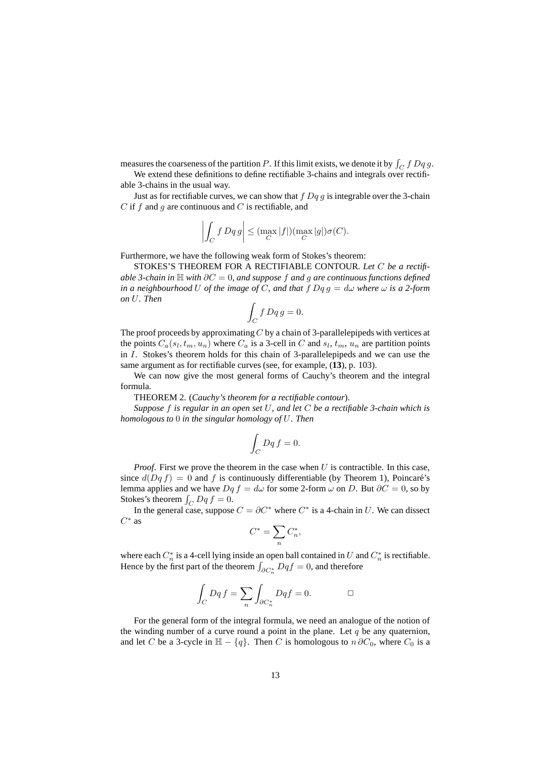measures the coarseness of the partition $P$. If this limit exists, we denote it by $\int_C f\,Dq\,g$.

We extend these definitions to define rectifiable 3-chains and integrals over rectifiable 3-chains in the usual way.

Just as for rectifiable curves, we can show that $f\,Dq\,g$ is integrable over the 3-chain $C$ if $f$ and $g$ are continuous and $C$ is rectifiable, and

$$\left|\int_C f\,Dq\,g\right| \leq (\max_C |f|)(\max_C |g|)\sigma(C).$$

Furthermore, we have the following weak form of Stokes's theorem:

STOKES'S THEOREM FOR A RECTIFIABLE CONTOUR. *Let $C$ be a rectifiable 3-chain in $\mathbb{H}$ with $\partial C = 0$, and suppose $f$ and $g$ are continuous functions defined in a neighbourhood $U$ of the image of $C$, and that $f\,Dq\,g = d\omega$ where $\omega$ is a 2-form on $U$. Then*

$$\int_C f\,Dq\,g = 0.$$

The proof proceeds by approximating $C$ by a chain of 3-parallelepipeds with vertices at the points $C_a(s_l, t_m, u_n)$ where $C_a$ is a 3-cell in $C$ and $s_l$, $t_m$, $u_n$ are partition points in $I$. Stokes's theorem holds for this chain of 3-parallelepipeds and we can use the same argument as for rectifiable curves (see, for example, (**13**), p. 103).

We can now give the most general forms of Cauchy's theorem and the integral formula.

THEOREM 2. (*Cauchy's theorem for a rectifiable contour*).

*Suppose $f$ is regular in an open set $U$, and let $C$ be a rectifiable 3-chain which is homologous to $0$ in the singular homology of $U$. Then*

$$\int_C Dq\,f = 0.$$

*Proof*. First we prove the theorem in the case when $U$ is contractible. In this case, since $d(Dq\,f) = 0$ and $f$ is continuously differentiable (by Theorem 1), Poincaré's lemma applies and we have $Dq\,f = d\omega$ for some 2-form $\omega$ on $D$. But $\partial C = 0$, so by Stokes's theorem $\int_C Dq\,f = 0$.

In the general case, suppose $C = \partial C^*$ where $C^*$ is a 4-chain in $U$. We can dissect $C^*$ as

$$C^* = \sum_n C_n^*,$$

where each $C_n^*$ is a 4-cell lying inside an open ball contained in $U$ and $C_n^*$ is rectifiable. Hence by the first part of the theorem $\int_{\partial C_n^*} Dqf = 0$, and therefore

$$\int_C Dq\,f = \sum_n \int_{\partial C_n^*} Dqf = 0. \qquad \square$$

For the general form of the integral formula, we need an analogue of the notion of the winding number of a curve round a point in the plane. Let $q$ be any quaternion, and let $C$ be a 3-cycle in $\mathbb{H} - \{q\}$. Then $C$ is homologous to $n\,\partial C_0$, where $C_0$ is a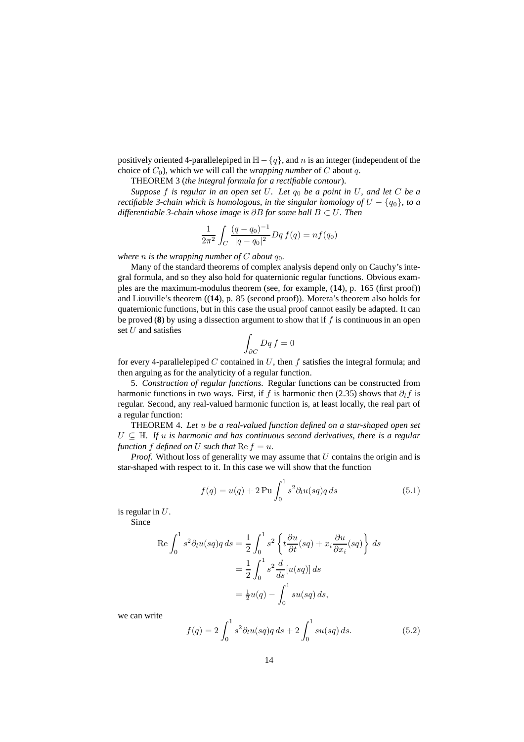positively oriented 4-parallelepiped in $\mathbb{H} - \{q\}$, and $n$ is an integer (independent of the choice of $C_0$), which we will call the *wrapping number* of $C$ about $q$.

THEOREM 3 (*the integral formula for a rectifiable contour*).

*Suppose $f$ is regular in an open set $U$. Let $q_0$ be a point in $U$, and let $C$ be a rectifiable 3-chain which is homologous, in the singular homology of $U - \{q_0\}$, to a differentiable 3-chain whose image is $\partial B$ for some ball $B \subset U$. Then*

$$\frac{1}{2\pi^2} \int_C \frac{(q - q_0)^{-1}}{|q - q_0|^2} Dq \, f(q) = n f(q_0)$$

*where $n$ is the wrapping number of $C$ about $q_0$.*

Many of the standard theorems of complex analysis depend only on Cauchy's integral formula, and so they also hold for quaternionic regular functions. Obvious examples are the maximum-modulus theorem (see, for example, (**14**), p. 165 (first proof)) and Liouville's theorem ((**14**), p. 85 (second proof)). Morera's theorem also holds for quaternionic functions, but in this case the usual proof cannot easily be adapted. It can be proved (**8**) by using a dissection argument to show that if $f$ is continuous in an open set $U$ and satisfies

$$\int_{\partial C} Dq \, f = 0$$

for every 4-parallelepiped $C$ contained in $U$, then $f$ satisfies the integral formula; and then arguing as for the analyticity of a regular function.

5. *Construction of regular functions.* Regular functions can be constructed from harmonic functions in two ways. First, if $f$ is harmonic then (2.35) shows that $\partial_l f$ is regular. Second, any real-valued harmonic function is, at least locally, the real part of a regular function:

THEOREM 4. *Let $u$ be a real-valued function defined on a star-shaped open set $U \subseteq \mathbb{H}$. If $u$ is harmonic and has continuous second derivatives, there is a regular function $f$ defined on $U$ such that $\operatorname{Re} f = u$.*

*Proof.* Without loss of generality we may assume that $U$ contains the origin and is star-shaped with respect to it. In this case we will show that the function

$$f(q) = u(q) + 2 \operatorname{Pu} \int_0^1 s^2 \partial_l u(sq) q \, ds \tag{5.1}$$

is regular in $U$.

Since

$$\begin{aligned}
\operatorname{Re} \int_0^1 s^2 \partial_l u(sq) q \, ds &= \frac{1}{2} \int_0^1 s^2 \left\{ t \frac{\partial u}{\partial t}(sq) + x_i \frac{\partial u}{\partial x_i}(sq) \right\} ds \\
&= \frac{1}{2} \int_0^1 s^2 \frac{d}{ds}[u(sq)] \, ds \\
&= \tfrac{1}{2} u(q) - \int_0^1 s u(sq) \, ds,
\end{aligned}$$

we can write

$$f(q) = 2 \int_0^1 s^2 \partial_l u(sq) q \, ds + 2 \int_0^1 s u(sq) \, ds. \tag{5.2}$$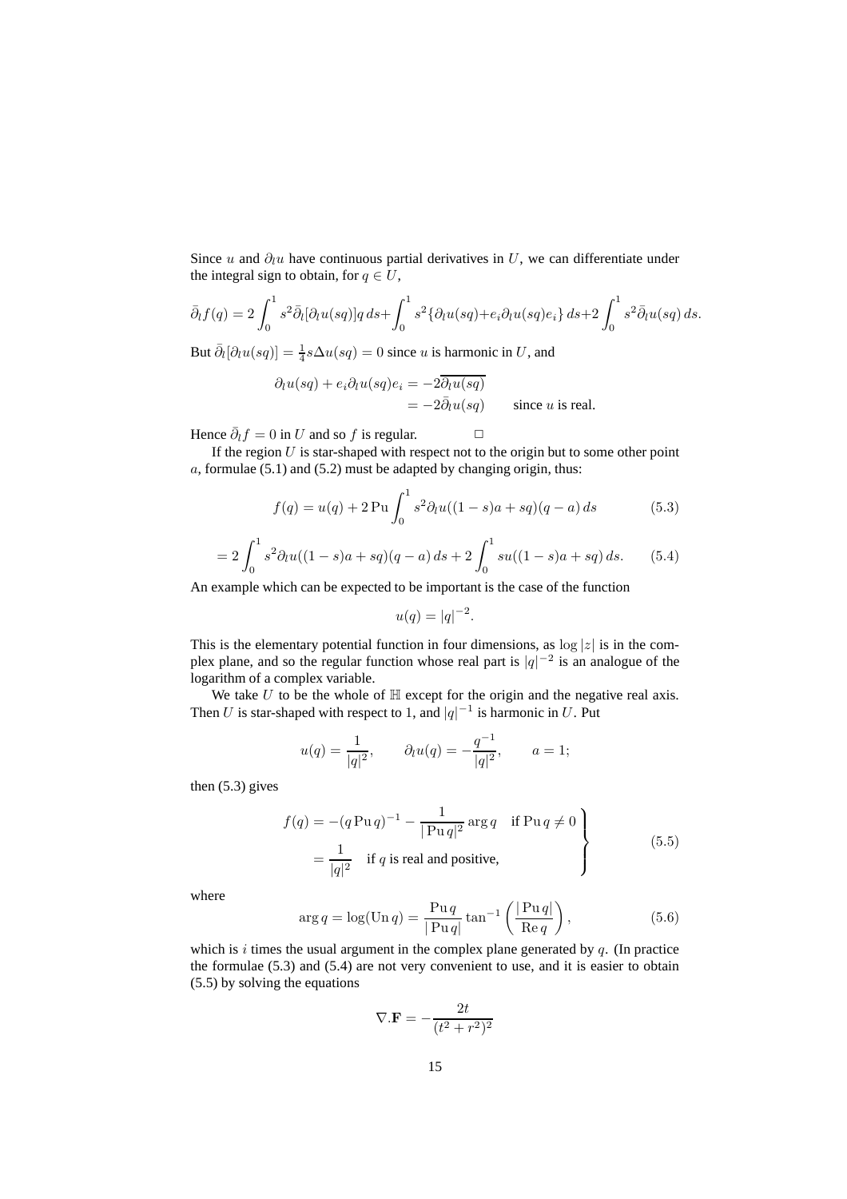Since $u$ and $\partial_l u$ have continuous partial derivatives in $U$, we can differentiate under the integral sign to obtain, for $q \in U$,

$$\bar{\partial}_l f(q) = 2\int_0^1 s^2 \bar{\partial}_l[\partial_l u(sq)]q\,ds + \int_0^1 s^2\{\partial_l u(sq) + e_i \partial_l u(sq) e_i\}\,ds + 2\int_0^1 s^2 \bar{\partial}_l u(sq)\,ds.$$

But $\bar{\partial}_l[\partial_l u(sq)] = \frac{1}{4}s\Delta u(sq) = 0$ since $u$ is harmonic in $U$, and

$$\begin{aligned} \partial_l u(sq) + e_i \partial_l u(sq) e_i &= -2\overline{\partial_l u(sq)} \\ &= -2\bar{\partial}_l u(sq) \qquad \text{since } u \text{ is real.} \end{aligned}$$

Hence $\bar{\partial}_l f = 0$ in $U$ and so $f$ is regular. $\square$

If the region $U$ is star-shaped with respect not to the origin but to some other point $a$, formulae (5.1) and (5.2) must be adapted by changing origin, thus:

$$f(q) = u(q) + 2\,\mathrm{Pu}\int_0^1 s^2 \partial_l u((1-s)a + sq)(q-a)\,ds \tag{5.3}$$

$$= 2\int_0^1 s^2 \partial_l u((1-s)a + sq)(q-a)\,ds + 2\int_0^1 s u((1-s)a + sq)\,ds. \tag{5.4}$$

An example which can be expected to be important is the case of the function

$$u(q) = |q|^{-2}.$$

This is the elementary potential function in four dimensions, as $\log|z|$ is in the complex plane, and so the regular function whose real part is $|q|^{-2}$ is an analogue of the logarithm of a complex variable.

We take $U$ to be the whole of $\mathbb{H}$ except for the origin and the negative real axis. Then $U$ is star-shaped with respect to 1, and $|q|^{-1}$ is harmonic in $U$. Put

$$u(q) = \frac{1}{|q|^2}, \qquad \partial_l u(q) = -\frac{q^{-1}}{|q|^2}, \qquad a = 1;$$

then (5.3) gives

$$\left.\begin{aligned} f(q) &= -(q\,\mathrm{Pu}\,q)^{-1} - \frac{1}{|\,\mathrm{Pu}\,q|^2}\arg q \quad \text{if } \mathrm{Pu}\,q \neq 0 \\ &= \frac{1}{|q|^2} \quad \text{if } q \text{ is real and positive,} \end{aligned}\right\} \tag{5.5}$$

where

$$\arg q = \log(\mathrm{Un}\,q) = \frac{\mathrm{Pu}\,q}{|\,\mathrm{Pu}\,q|}\tan^{-1}\left(\frac{|\,\mathrm{Pu}\,q|}{\mathrm{Re}\,q}\right), \tag{5.6}$$

which is $i$ times the usual argument in the complex plane generated by $q$. (In practice the formulae (5.3) and (5.4) are not very convenient to use, and it is easier to obtain (5.5) by solving the equations

$$\nabla.\mathbf{F} = -\frac{2t}{(t^2 + r^2)^2}$$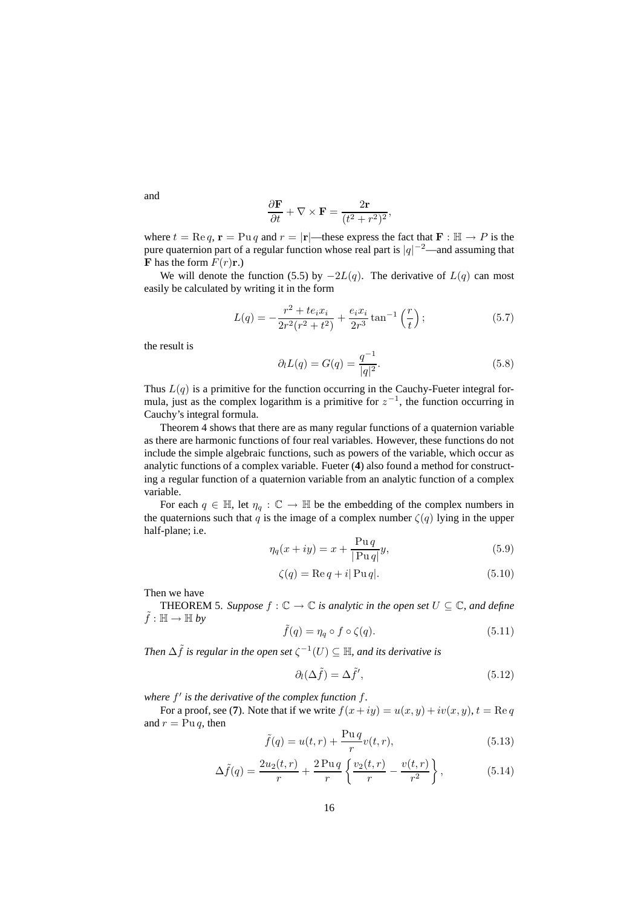and

$$\frac{\partial \mathbf{F}}{\partial t} + \nabla \times \mathbf{F} = \frac{2\mathbf{r}}{(t^2 + r^2)^2},$$

where $t = \operatorname{Re} q$, $\mathbf{r} = \operatorname{Pu} q$ and $r = |\mathbf{r}|$—these express the fact that $\mathbf{F} : \mathbb{H} \to P$ is the pure quaternion part of a regular function whose real part is $|q|^{-2}$—and assuming that $\mathbf{F}$ has the form $F(r)\mathbf{r}$.)

We will denote the function (5.5) by $-2L(q)$. The derivative of $L(q)$ can most easily be calculated by writing it in the form

$$L(q) = -\frac{r^2 + te_i x_i}{2r^2(r^2 + t^2)} + \frac{e_i x_i}{2r^3} \tan^{-1}\left(\frac{r}{t}\right); \tag{5.7}$$

the result is

$$\partial_l L(q) = G(q) = \frac{q^{-1}}{|q|^2}. \tag{5.8}$$

Thus $L(q)$ is a primitive for the function occurring in the Cauchy-Fueter integral formula, just as the complex logarithm is a primitive for $z^{-1}$, the function occurring in Cauchy's integral formula.

Theorem 4 shows that there are as many regular functions of a quaternion variable as there are harmonic functions of four real variables. However, these functions do not include the simple algebraic functions, such as powers of the variable, which occur as analytic functions of a complex variable. Fueter (**4**) also found a method for constructing a regular function of a quaternion variable from an analytic function of a complex variable.

For each $q \in \mathbb{H}$, let $\eta_q : \mathbb{C} \to \mathbb{H}$ be the embedding of the complex numbers in the quaternions such that $q$ is the image of a complex number $\zeta(q)$ lying in the upper half-plane; i.e.

$$\eta_q(x + iy) = x + \frac{\operatorname{Pu} q}{|\operatorname{Pu} q|} y, \tag{5.9}$$

$$\zeta(q) = \operatorname{Re} q + i|\operatorname{Pu} q|. \tag{5.10}$$

Then we have

THEOREM 5. *Suppose $f : \mathbb{C} \to \mathbb{C}$ is analytic in the open set $U \subseteq \mathbb{C}$, and define $\tilde{f} : \mathbb{H} \to \mathbb{H}$ by*

$$\tilde{f}(q) = \eta_q \circ f \circ \zeta(q). \tag{5.11}$$

*Then $\Delta \tilde{f}$ is regular in the open set $\zeta^{-1}(U) \subseteq \mathbb{H}$, and its derivative is*

$$\partial_l(\Delta \tilde{f}) = \Delta \tilde{f}', \tag{5.12}$$

*where $f'$ is the derivative of the complex function $f$.*

For a proof, see (**7**). Note that if we write $f(x + iy) = u(x, y) + iv(x, y)$, $t = \operatorname{Re} q$ and $r = \operatorname{Pu} q$, then

$$\tilde{f}(q) = u(t, r) + \frac{\operatorname{Pu} q}{r} v(t, r), \tag{5.13}$$

$$\Delta \tilde{f}(q) = \frac{2u_2(t, r)}{r} + \frac{2 \operatorname{Pu} q}{r} \left\{ \frac{v_2(t, r)}{r} - \frac{v(t, r)}{r^2} \right\}, \tag{5.14}$$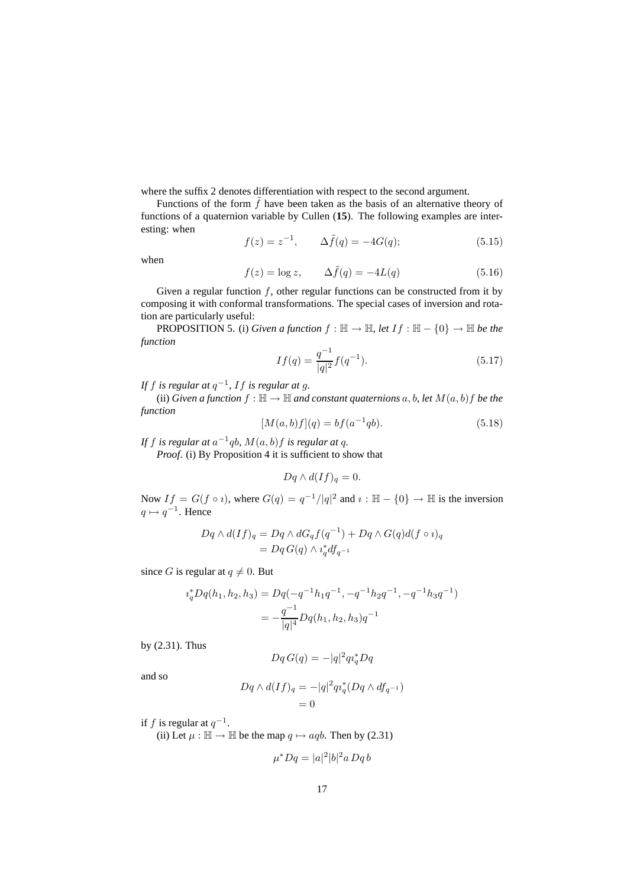where the suffix 2 denotes differentiation with respect to the second argument.

Functions of the form $\tilde{f}$ have been taken as the basis of an alternative theory of functions of a quaternion variable by Cullen (**15**). The following examples are interesting: when

$$f(z) = z^{-1}, \qquad \Delta\tilde{f}(q) = -4G(q); \tag{5.15}$$

when

$$f(z) = \log z, \qquad \Delta\tilde{f}(q) = -4L(q) \tag{5.16}$$

Given a regular function $f$, other regular functions can be constructed from it by composing it with conformal transformations. The special cases of inversion and rotation are particularly useful:

PROPOSITION 5. (i) *Given a function* $f : \mathbb{H} \to \mathbb{H}$*, let* $If : \mathbb{H} - \{0\} \to \mathbb{H}$ *be the function*

$$If(q) = \frac{q^{-1}}{|q|^2} f(q^{-1}). \tag{5.17}$$

*If* $f$ *is regular at* $q^{-1}$*,* $If$ *is regular at* $q$*.*

(ii) *Given a function* $f : \mathbb{H} \to \mathbb{H}$ *and constant quaternions* $a, b$*, let* $M(a,b)f$ *be the function*

$$[M(a,b)f](q) = bf(a^{-1}qb). \tag{5.18}$$

*If* $f$ *is regular at* $a^{-1}qb$*,* $M(a,b)f$ *is regular at* $q$*.*

*Proof.* (i) By Proposition 4 it is sufficient to show that

$$Dq \wedge d(If)_q = 0.$$

Now $If = G(f \circ \imath)$, where $G(q) = q^{-1}/|q|^2$ and $\imath : \mathbb{H} - \{0\} \to \mathbb{H}$ is the inversion $q \mapsto q^{-1}$. Hence

$$\begin{aligned} Dq \wedge d(If)_q &= Dq \wedge dG_q f(q^{-1}) + Dq \wedge G(q) d(f \circ \imath)_q \\ &= Dq\, G(q) \wedge \imath_q^* df_{q^{-1}} \end{aligned}$$

since $G$ is regular at $q \neq 0$. But

$$\begin{aligned} \imath_q^* Dq(h_1, h_2, h_3) &= Dq(-q^{-1}h_1q^{-1}, -q^{-1}h_2q^{-1}, -q^{-1}h_3q^{-1}) \\ &= -\frac{q^{-1}}{|q|^4} Dq(h_1, h_2, h_3) q^{-1} \end{aligned}$$

by (2.31). Thus

$$Dq\, G(q) = -|q|^2 q \imath_q^* Dq$$

and so

$$\begin{aligned} Dq \wedge d(If)_q &= -|q|^2 q \imath_q^* (Dq \wedge df_{q^{-1}}) \\ &= 0 \end{aligned}$$

if $f$ is regular at $q^{-1}$.

(ii) Let $\mu : \mathbb{H} \to \mathbb{H}$ be the map $q \mapsto aqb$. Then by (2.31)

$$\mu^* Dq = |a|^2 |b|^2 a\, Dq\, b$$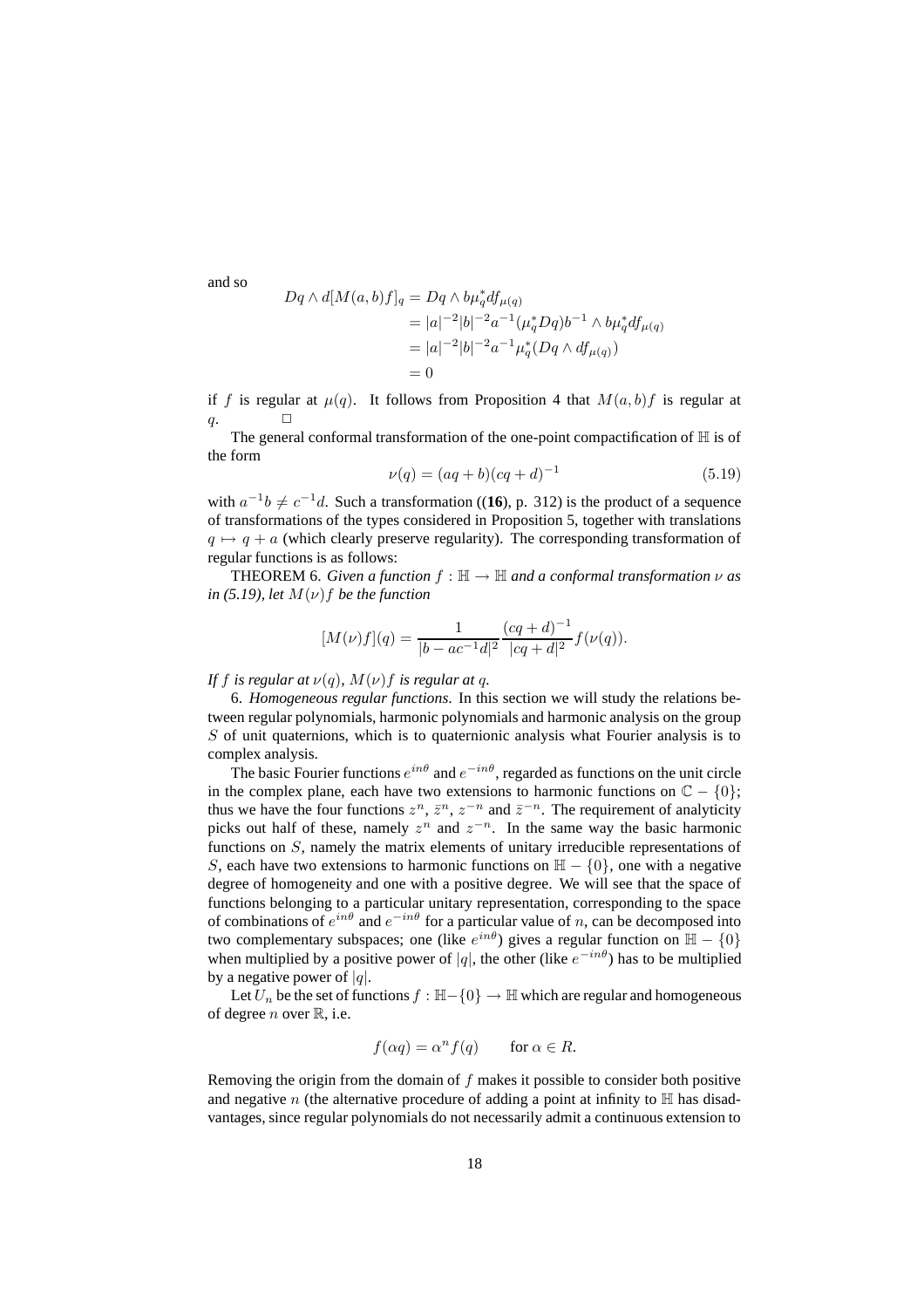and so

$$
\begin{aligned}
Dq \wedge d[M(a,b)f]_q &= Dq \wedge b\mu_q^* df_{\mu(q)} \\
&= |a|^{-2}|b|^{-2}a^{-1}(\mu_q^* Dq)b^{-1} \wedge b\mu_q^* df_{\mu(q)} \\
&= |a|^{-2}|b|^{-2}a^{-1}\mu_q^*(Dq \wedge df_{\mu(q)}) \\
&= 0
\end{aligned}
$$

if $f$ is regular at $\mu(q)$. It follows from Proposition 4 that $M(a,b)f$ is regular at $q$. $\square$

The general conformal transformation of the one-point compactification of $\mathbb{H}$ is of the form

$$
\nu(q) = (aq+b)(cq+d)^{-1} \tag{5.19}
$$

with $a^{-1}b \neq c^{-1}d$. Such a transformation ((**16**), p. 312) is the product of a sequence of transformations of the types considered in Proposition 5, together with translations $q \mapsto q + a$ (which clearly preserve regularity). The corresponding transformation of regular functions is as follows:

THEOREM 6. *Given a function $f : \mathbb{H} \to \mathbb{H}$ and a conformal transformation $\nu$ as in (5.19), let $M(\nu)f$ be the function*

$$
[M(\nu)f](q) = \frac{1}{|b - ac^{-1}d|^2} \frac{(cq+d)^{-1}}{|cq+d|^2} f(\nu(q)).
$$

*If $f$ is regular at $\nu(q)$, $M(\nu)f$ is regular at $q$.*

6. *Homogeneous regular functions.* In this section we will study the relations between regular polynomials, harmonic polynomials and harmonic analysis on the group $S$ of unit quaternions, which is to quaternionic analysis what Fourier analysis is to complex analysis.

The basic Fourier functions $e^{in\theta}$ and $e^{-in\theta}$, regarded as functions on the unit circle in the complex plane, each have two extensions to harmonic functions on $\mathbb{C} - \{0\}$; thus we have the four functions $z^n$, $\bar{z}^n$, $z^{-n}$ and $\bar{z}^{-n}$. The requirement of analyticity picks out half of these, namely $z^n$ and $z^{-n}$. In the same way the basic harmonic functions on $S$, namely the matrix elements of unitary irreducible representations of $S$, each have two extensions to harmonic functions on $\mathbb{H} - \{0\}$, one with a negative degree of homogeneity and one with a positive degree. We will see that the space of functions belonging to a particular unitary representation, corresponding to the space of combinations of $e^{in\theta}$ and $e^{-in\theta}$ for a particular value of $n$, can be decomposed into two complementary subspaces; one (like $e^{in\theta}$) gives a regular function on $\mathbb{H} - \{0\}$ when multiplied by a positive power of $|q|$, the other (like $e^{-in\theta}$) has to be multiplied by a negative power of $|q|$.

Let $U_n$ be the set of functions $f : \mathbb{H} - \{0\} \to \mathbb{H}$ which are regular and homogeneous of degree $n$ over $\mathbb{R}$, i.e.

$$
f(\alpha q) = \alpha^n f(q) \qquad \text{for } \alpha \in R.
$$

Removing the origin from the domain of $f$ makes it possible to consider both positive and negative $n$ (the alternative procedure of adding a point at infinity to $\mathbb{H}$ has disadvantages, since regular polynomials do not necessarily admit a continuous extension to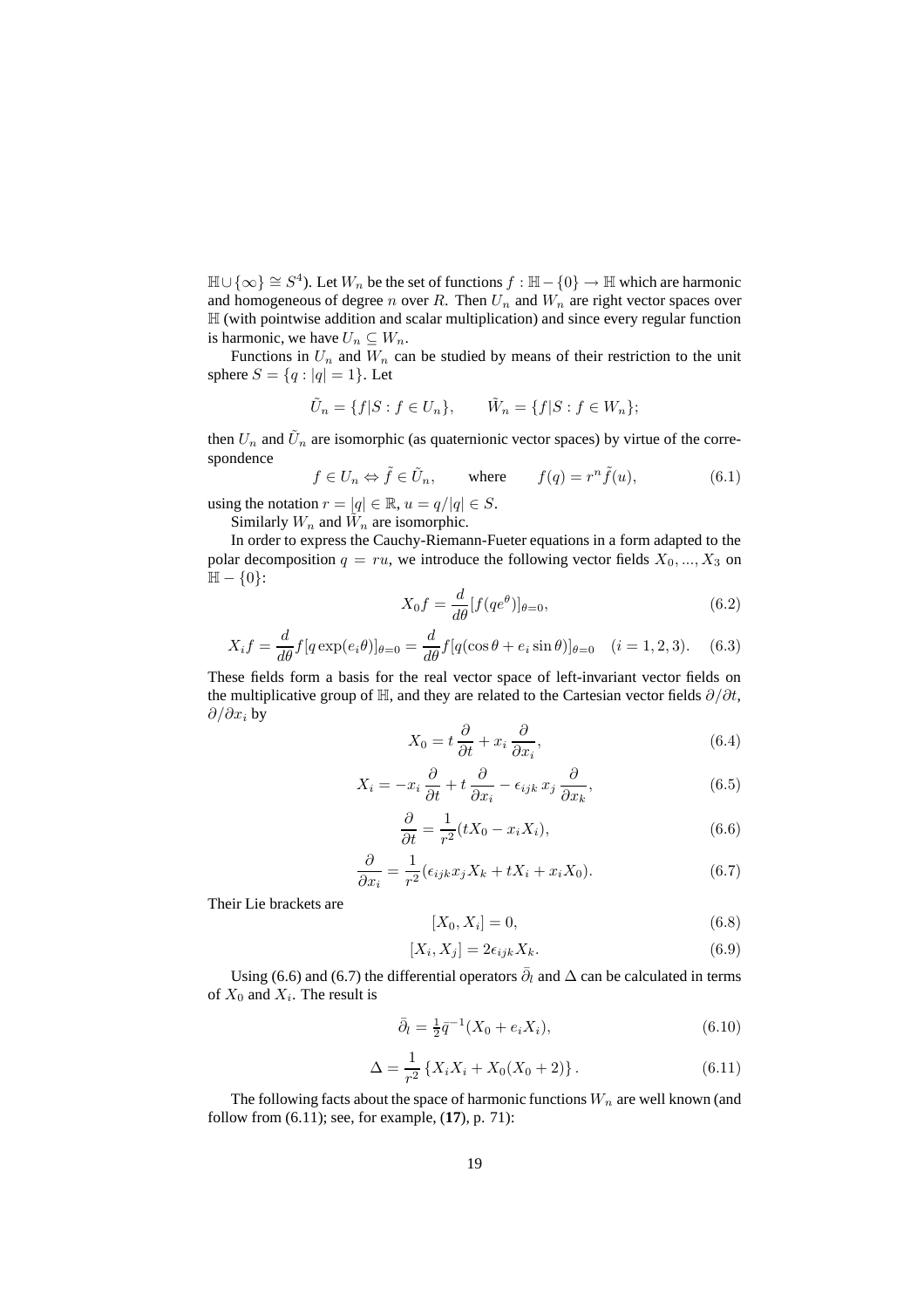$\mathbb{H} \cup \{\infty\} \cong S^4$). Let $W_n$ be the set of functions $f : \mathbb{H} - \{0\} \to \mathbb{H}$ which are harmonic and homogeneous of degree $n$ over $R$. Then $U_n$ and $W_n$ are right vector spaces over $\mathbb{H}$ (with pointwise addition and scalar multiplication) and since every regular function is harmonic, we have $U_n \subseteq W_n$.

Functions in $U_n$ and $W_n$ can be studied by means of their restriction to the unit sphere $S = \{q : |q| = 1\}$. Let

$$\tilde{U}_n = \{f|S : f \in U_n\}, \qquad \tilde{W}_n = \{f|S : f \in W_n\};$$

then $U_n$ and $\tilde{U}_n$ are isomorphic (as quaternionic vector spaces) by virtue of the correspondence

$$f \in U_n \Leftrightarrow \tilde{f} \in \tilde{U}_n, \qquad \text{where} \qquad f(q) = r^n \tilde{f}(u), \tag{6.1}$$

using the notation $r = |q| \in \mathbb{R}$, $u = q/|q| \in S$.

Similarly $W_n$ and $\tilde{W}_n$ are isomorphic.

In order to express the Cauchy-Riemann-Fueter equations in a form adapted to the polar decomposition $q = ru$, we introduce the following vector fields $X_0, ..., X_3$ on $\mathbb{H} - \{0\}$:

$$X_0 f = \frac{d}{d\theta}[f(qe^\theta)]_{\theta=0}, \tag{6.2}$$

$$X_i f = \frac{d}{d\theta} f[q \exp(e_i \theta)]_{\theta=0} = \frac{d}{d\theta} f[q(\cos\theta + e_i \sin\theta)]_{\theta=0} \quad (i = 1, 2, 3). \tag{6.3}$$

These fields form a basis for the real vector space of left-invariant vector fields on the multiplicative group of $\mathbb{H}$, and they are related to the Cartesian vector fields $\partial/\partial t$, $\partial/\partial x_i$ by

$$X_0 = t\,\frac{\partial}{\partial t} + x_i\,\frac{\partial}{\partial x_i}, \tag{6.4}$$

$$X_i = -x_i\,\frac{\partial}{\partial t} + t\,\frac{\partial}{\partial x_i} - \epsilon_{ijk}\,x_j\,\frac{\partial}{\partial x_k}, \tag{6.5}$$

$$\frac{\partial}{\partial t} = \frac{1}{r^2}(tX_0 - x_i X_i), \tag{6.6}$$

$$\frac{\partial}{\partial x_i} = \frac{1}{r^2}(\epsilon_{ijk} x_j X_k + t X_i + x_i X_0). \tag{6.7}$$

Their Lie brackets are

$$[X_0, X_i] = 0, \tag{6.8}$$

$$[X_i, X_j] = 2\epsilon_{ijk} X_k. \tag{6.9}$$

Using (6.6) and (6.7) the differential operators $\bar{\partial}_l$ and $\Delta$ can be calculated in terms of $X_0$ and $X_i$. The result is

$$\bar{\partial}_l = \tfrac{1}{2}\bar{q}^{-1}(X_0 + e_i X_i), \tag{6.10}$$

$$\Delta = \frac{1}{r^2}\left\{X_i X_i + X_0(X_0 + 2)\right\}. \tag{6.11}$$

The following facts about the space of harmonic functions $W_n$ are well known (and follow from (6.11); see, for example, (**17**), p. 71):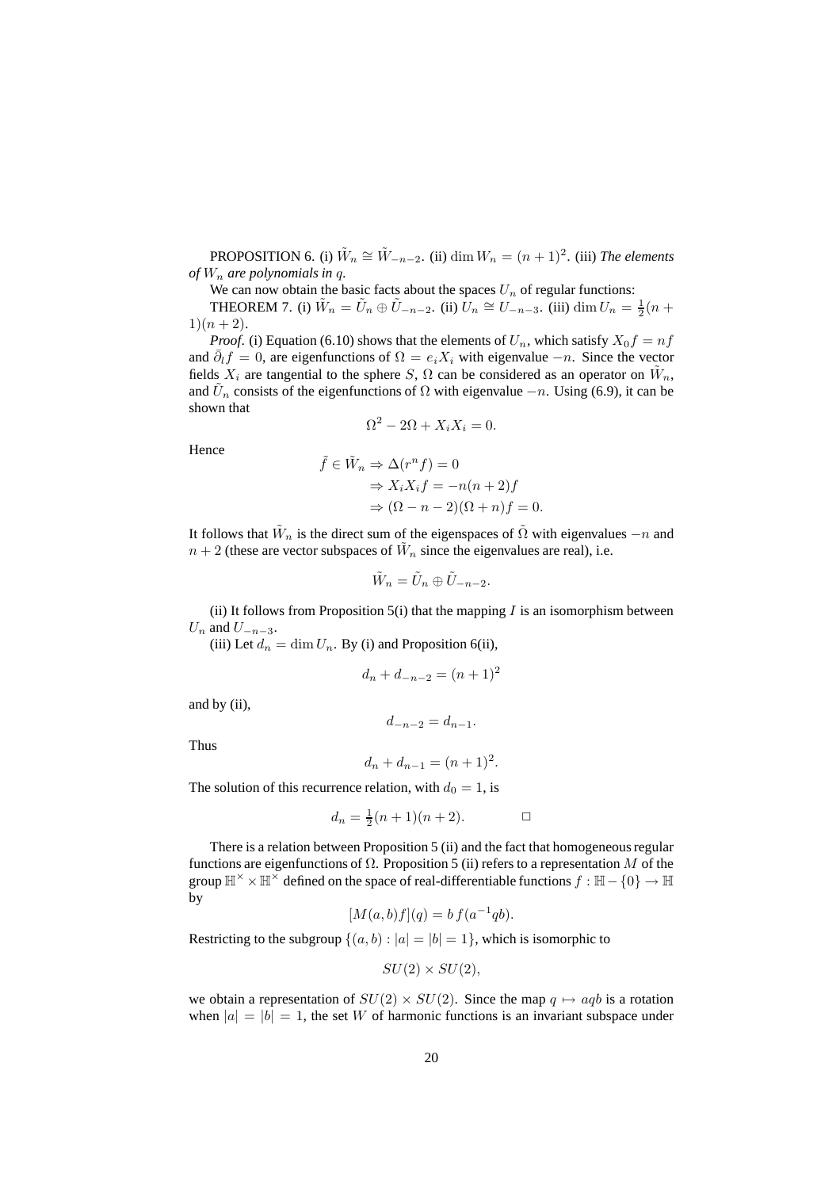PROPOSITION 6. (i) $\tilde{W}_n \cong \tilde{W}_{-n-2}$. (ii) $\dim W_n = (n+1)^2$. (iii) *The elements of* $W_n$ *are polynomials in* $q$.

We can now obtain the basic facts about the spaces $U_n$ of regular functions:

THEOREM 7. (i) $\tilde{W}_n = \tilde{U}_n \oplus \tilde{U}_{-n-2}$. (ii) $U_n \cong U_{-n-3}$. (iii) $\dim U_n = \frac{1}{2}(n+1)(n+2)$.

*Proof.* (i) Equation (6.10) shows that the elements of $U_n$, which satisfy $X_0 f = nf$ and $\bar{\partial}_l f = 0$, are eigenfunctions of $\Omega = e_i X_i$ with eigenvalue $-n$. Since the vector fields $X_i$ are tangential to the sphere $S$, $\Omega$ can be considered as an operator on $\tilde{W}_n$, and $\tilde{U}_n$ consists of the eigenfunctions of $\Omega$ with eigenvalue $-n$. Using (6.9), it can be shown that

$$\Omega^2 - 2\Omega + X_i X_i = 0.$$

Hence

$$\begin{aligned}
\tilde{f} \in \tilde{W}_n &\Rightarrow \Delta(r^n f) = 0 \\
&\Rightarrow X_i X_i f = -n(n+2) f \\
&\Rightarrow (\Omega - n - 2)(\Omega + n) f = 0.
\end{aligned}$$

It follows that $\tilde{W}_n$ is the direct sum of the eigenspaces of $\tilde{\Omega}$ with eigenvalues $-n$ and $n+2$ (these are vector subspaces of $\tilde{W}_n$ since the eigenvalues are real), i.e.

$$\tilde{W}_n = \tilde{U}_n \oplus \tilde{U}_{-n-2}.$$

(ii) It follows from Proposition 5(i) that the mapping $I$ is an isomorphism between $U_n$ and $U_{-n-3}$.

(iii) Let $d_n = \dim U_n$. By (i) and Proposition 6(ii),

$$d_n + d_{-n-2} = (n+1)^2$$

and by (ii),

$$d_{-n-2} = d_{n-1}.$$

Thus

$$d_n + d_{n-1} = (n+1)^2.$$

The solution of this recurrence relation, with $d_0 = 1$, is

$$d_n = \tfrac{1}{2}(n+1)(n+2). \qquad \square$$

There is a relation between Proposition 5 (ii) and the fact that homogeneous regular functions are eigenfunctions of $\Omega$. Proposition 5 (ii) refers to a representation $M$ of the group $\mathbb{H}^\times \times \mathbb{H}^\times$ defined on the space of real-differentiable functions $f : \mathbb{H} - \{0\} \to \mathbb{H}$ by

$$[M(a,b)f](q) = b\, f(a^{-1}qb).$$

Restricting to the subgroup $\{(a,b) : |a| = |b| = 1\}$, which is isomorphic to

$$SU(2) \times SU(2),$$

we obtain a representation of $SU(2) \times SU(2)$. Since the map $q \mapsto aqb$ is a rotation when $|a| = |b| = 1$, the set $W$ of harmonic functions is an invariant subspace under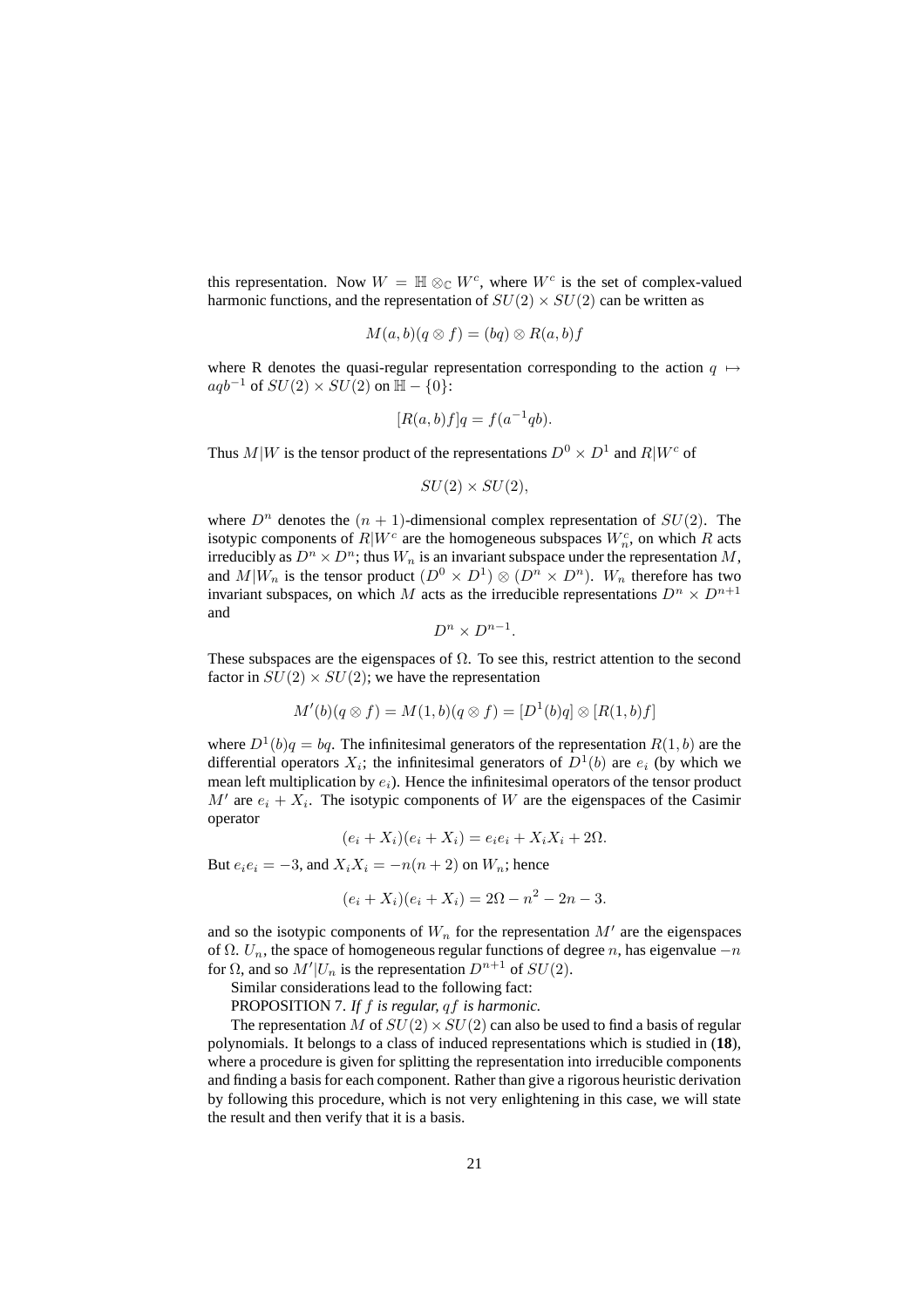this representation. Now $W = \mathbb{H} \otimes_{\mathbb{C}} W^c$, where $W^c$ is the set of complex-valued harmonic functions, and the representation of $SU(2) \times SU(2)$ can be written as

$$M(a,b)(q \otimes f) = (bq) \otimes R(a,b)f$$

where R denotes the quasi-regular representation corresponding to the action $q \mapsto aqb^{-1}$ of $SU(2) \times SU(2)$ on $\mathbb{H} - \{0\}$:

$$[R(a,b)f]q = f(a^{-1}qb).$$

Thus $M|W$ is the tensor product of the representations $D^0 \times D^1$ and $R|W^c$ of

$$SU(2) \times SU(2),$$

where $D^n$ denotes the $(n+1)$-dimensional complex representation of $SU(2)$. The isotypic components of $R|W^c$ are the homogeneous subspaces $W_n^c$, on which $R$ acts irreducibly as $D^n \times D^n$; thus $W_n$ is an invariant subspace under the representation $M$, and $M|W_n$ is the tensor product $(D^0 \times D^1) \otimes (D^n \times D^n)$. $W_n$ therefore has two invariant subspaces, on which $M$ acts as the irreducible representations $D^n \times D^{n+1}$ and

$$D^n \times D^{n-1}.$$

These subspaces are the eigenspaces of $\Omega$. To see this, restrict attention to the second factor in $SU(2) \times SU(2)$; we have the representation

$$M'(b)(q \otimes f) = M(1,b)(q \otimes f) = [D^1(b)q] \otimes [R(1,b)f]$$

where $D^1(b)q = bq$. The infinitesimal generators of the representation $R(1,b)$ are the differential operators $X_i$; the infinitesimal generators of $D^1(b)$ are $e_i$ (by which we mean left multiplication by $e_i$). Hence the infinitesimal operators of the tensor product $M'$ are $e_i + X_i$. The isotypic components of $W$ are the eigenspaces of the Casimir operator

$$(e_i + X_i)(e_i + X_i) = e_i e_i + X_i X_i + 2\Omega.$$

But $e_i e_i = -3$, and $X_i X_i = -n(n+2)$ on $W_n$; hence

$$(e_i + X_i)(e_i + X_i) = 2\Omega - n^2 - 2n - 3.$$

and so the isotypic components of $W_n$ for the representation $M'$ are the eigenspaces of $\Omega$. $U_n$, the space of homogeneous regular functions of degree $n$, has eigenvalue $-n$ for $\Omega$, and so $M'|U_n$ is the representation $D^{n+1}$ of $SU(2)$.

Similar considerations lead to the following fact:

PROPOSITION 7. *If $f$ is regular, $qf$ is harmonic.*

The representation $M$ of $SU(2) \times SU(2)$ can also be used to find a basis of regular polynomials. It belongs to a class of induced representations which is studied in (**18**), where a procedure is given for splitting the representation into irreducible components and finding a basis for each component. Rather than give a rigorous heuristic derivation by following this procedure, which is not very enlightening in this case, we will state the result and then verify that it is a basis.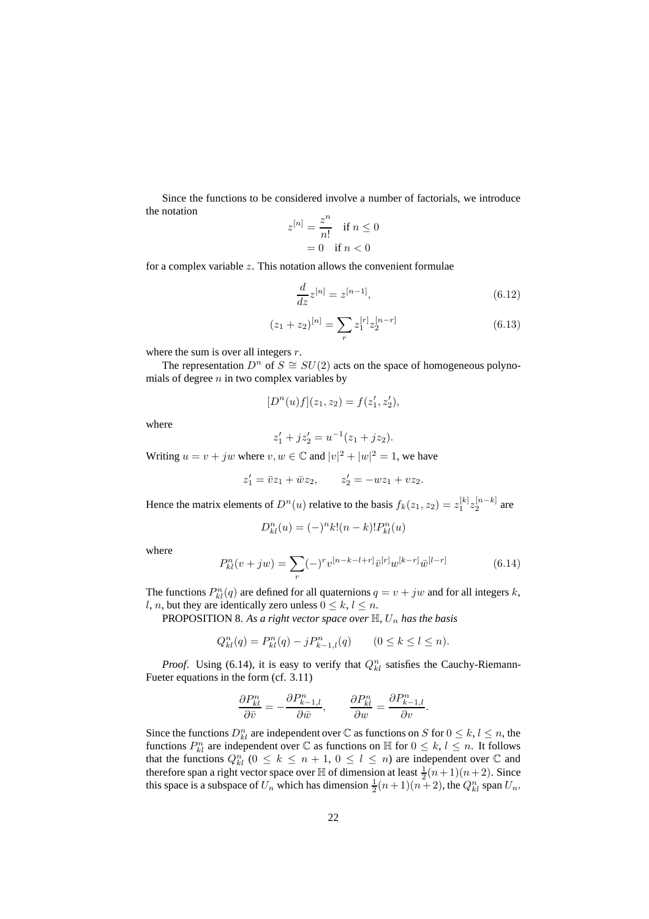Since the functions to be considered involve a number of factorials, we introduce the notation

$$
\begin{aligned}
z^{[n]} &= \frac{z^n}{n!} \quad \text{if } n \leq 0 \\
&= 0 \quad \text{if } n < 0
\end{aligned}
$$

for a complex variable $z$. This notation allows the convenient formulae

$$
\frac{d}{dz} z^{[n]} = z^{[n-1]}, \tag{6.12}
$$

$$
(z_1 + z_2)^{[n]} = \sum_r z_1^{[r]} z_2^{[n-r]} \tag{6.13}
$$

where the sum is over all integers $r$.

The representation $D^n$ of $S \cong SU(2)$ acts on the space of homogeneous polynomials of degree $n$ in two complex variables by

$$
[D^n(u)f](z_1, z_2) = f(z_1', z_2'),
$$

where

$$
z_1' + jz_2' = u^{-1}(z_1 + jz_2).
$$

Writing $u = v + jw$ where $v, w \in \mathbb{C}$ and $|v|^2 + |w|^2 = 1$, we have

$$
z_1' = \bar{v} z_1 + \bar{w} z_2, \qquad z_2' = -wz_1 + vz_2.
$$

Hence the matrix elements of $D^n(u)$ relative to the basis $f_k(z_1, z_2) = z_1^{[k]} z_2^{[n-k]}$ are

$$
D^n_{kl}(u) = (-)^n k!(n-k)! P^n_{kl}(u)
$$

where

$$
P^n_{kl}(v + jw) = \sum_r (-)^r v^{[n-k-l+r]} \bar{v}^{[r]} w^{[k-r]} \bar{w}^{[l-r]} \tag{6.14}
$$

The functions $P^n_{kl}(q)$ are defined for all quaternions $q = v + jw$ and for all integers $k$, $l$, $n$, but they are identically zero unless $0 \leq k, l \leq n$.

PROPOSITION 8. *As a right vector space over* $\mathbb{H}$, $U_n$ *has the basis*

$$
Q^n_{kl}(q) = P^n_{kl}(q) - jP^n_{k-1,l}(q) \qquad (0 \leq k \leq l \leq n).
$$

*Proof.* Using (6.14), it is easy to verify that $Q^n_{kl}$ satisfies the Cauchy-Riemann-Fueter equations in the form (cf. 3.11)

$$
\frac{\partial P^n_{kl}}{\partial \bar{v}} = -\frac{\partial P^n_{k-1,l}}{\partial \bar{w}}, \qquad \frac{\partial P^n_{kl}}{\partial w} = \frac{\partial P^n_{k-1,l}}{\partial v}.
$$

Since the functions $D^n_{kl}$ are independent over $\mathbb{C}$ as functions on $S$ for $0 \leq k, l \leq n$, the functions $P^n_{kl}$ are independent over $\mathbb{C}$ as functions on $\mathbb{H}$ for $0 \leq k, l \leq n$. It follows that the functions $Q^n_{kl}$ $(0 \leq k \leq n+1,\ 0 \leq l \leq n)$ are independent over $\mathbb{C}$ and therefore span a right vector space over $\mathbb{H}$ of dimension at least $\frac{1}{2}(n+1)(n+2)$. Since this space is a subspace of $U_n$ which has dimension $\frac{1}{2}(n+1)(n+2)$, the $Q^n_{kl}$ span $U_n$.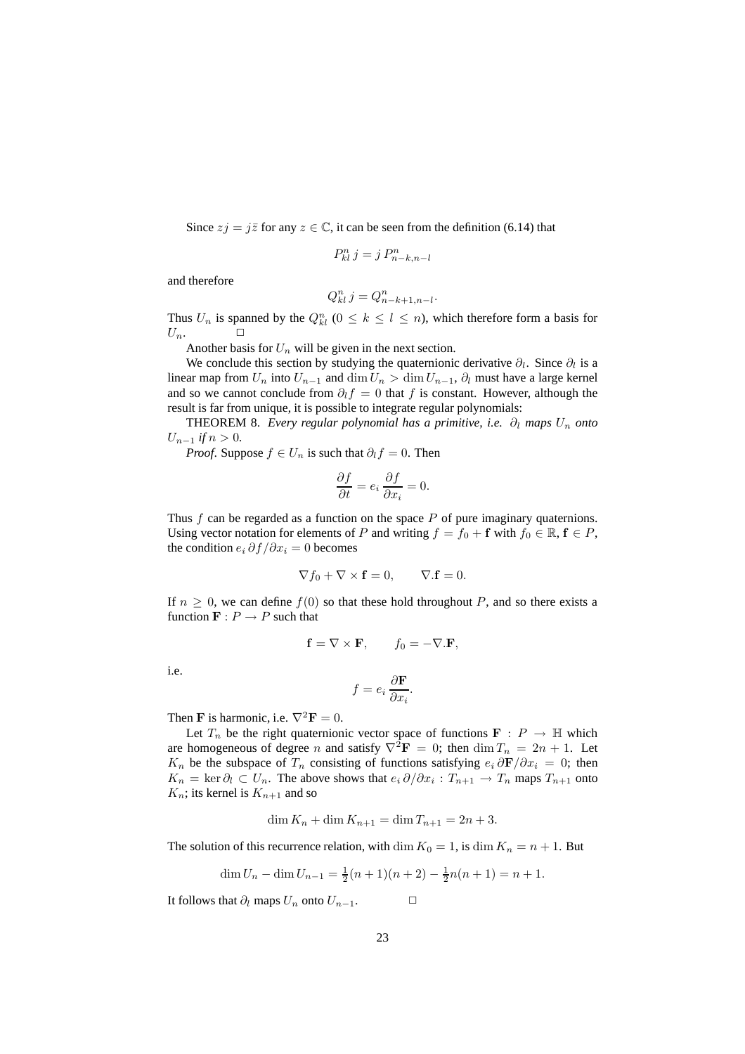Since $zj = j\bar{z}$ for any $z \in \mathbb{C}$, it can be seen from the definition (6.14) that

$$P^n_{kl}\, j = j\, P^n_{n-k,n-l}$$

and therefore

$$Q^n_{kl}\, j = Q^n_{n-k+1,n-l}.$$

Thus $U_n$ is spanned by the $Q^n_{kl}$ ($0 \le k \le l \le n$), which therefore form a basis for $U_n$. □

Another basis for $U_n$ will be given in the next section.

We conclude this section by studying the quaternionic derivative $\partial_l$. Since $\partial_l$ is a linear map from $U_n$ into $U_{n-1}$ and $\dim U_n > \dim U_{n-1}$, $\partial_l$ must have a large kernel and so we cannot conclude from $\partial_l f = 0$ that $f$ is constant. However, although the result is far from unique, it is possible to integrate regular polynomials:

THEOREM 8. *Every regular polynomial has a primitive, i.e. $\partial_l$ maps $U_n$ onto $U_{n-1}$ if $n > 0$.*

*Proof*. Suppose $f \in U_n$ is such that $\partial_l f = 0$. Then

$$\frac{\partial f}{\partial t} = e_i\, \frac{\partial f}{\partial x_i} = 0.$$

Thus $f$ can be regarded as a function on the space $P$ of pure imaginary quaternions. Using vector notation for elements of $P$ and writing $f = f_0 + \mathbf{f}$ with $f_0 \in \mathbb{R}$, $\mathbf{f} \in P$, the condition $e_i\, \partial f/\partial x_i = 0$ becomes

$$\nabla f_0 + \nabla \times \mathbf{f} = 0, \qquad \nabla . \mathbf{f} = 0.$$

If $n \ge 0$, we can define $f(0)$ so that these hold throughout $P$, and so there exists a function $\mathbf{F} : P \to P$ such that

$$\mathbf{f} = \nabla \times \mathbf{F}, \qquad f_0 = -\nabla . \mathbf{F},$$

i.e.

$$f = e_i\, \frac{\partial \mathbf{F}}{\partial x_i}.$$

Then $\mathbf{F}$ is harmonic, i.e. $\nabla^2 \mathbf{F} = 0$.

Let $T_n$ be the right quaternionic vector space of functions $\mathbf{F} : P \to \mathbb{H}$ which are homogeneous of degree $n$ and satisfy $\nabla^2 \mathbf{F} = 0$; then $\dim T_n = 2n + 1$. Let $K_n$ be the subspace of $T_n$ consisting of functions satisfying $e_i\, \partial \mathbf{F}/\partial x_i = 0$; then $K_n = \ker \partial_l \subset U_n$. The above shows that $e_i\, \partial/\partial x_i : T_{n+1} \to T_n$ maps $T_{n+1}$ onto $K_n$; its kernel is $K_{n+1}$ and so

$$\dim K_n + \dim K_{n+1} = \dim T_{n+1} = 2n + 3.$$

The solution of this recurrence relation, with $\dim K_0 = 1$, is $\dim K_n = n + 1$. But

$$\dim U_n - \dim U_{n-1} = \tfrac{1}{2}(n+1)(n+2) - \tfrac{1}{2}n(n+1) = n + 1.$$

It follows that $\partial_l$ maps $U_n$ onto $U_{n-1}$. □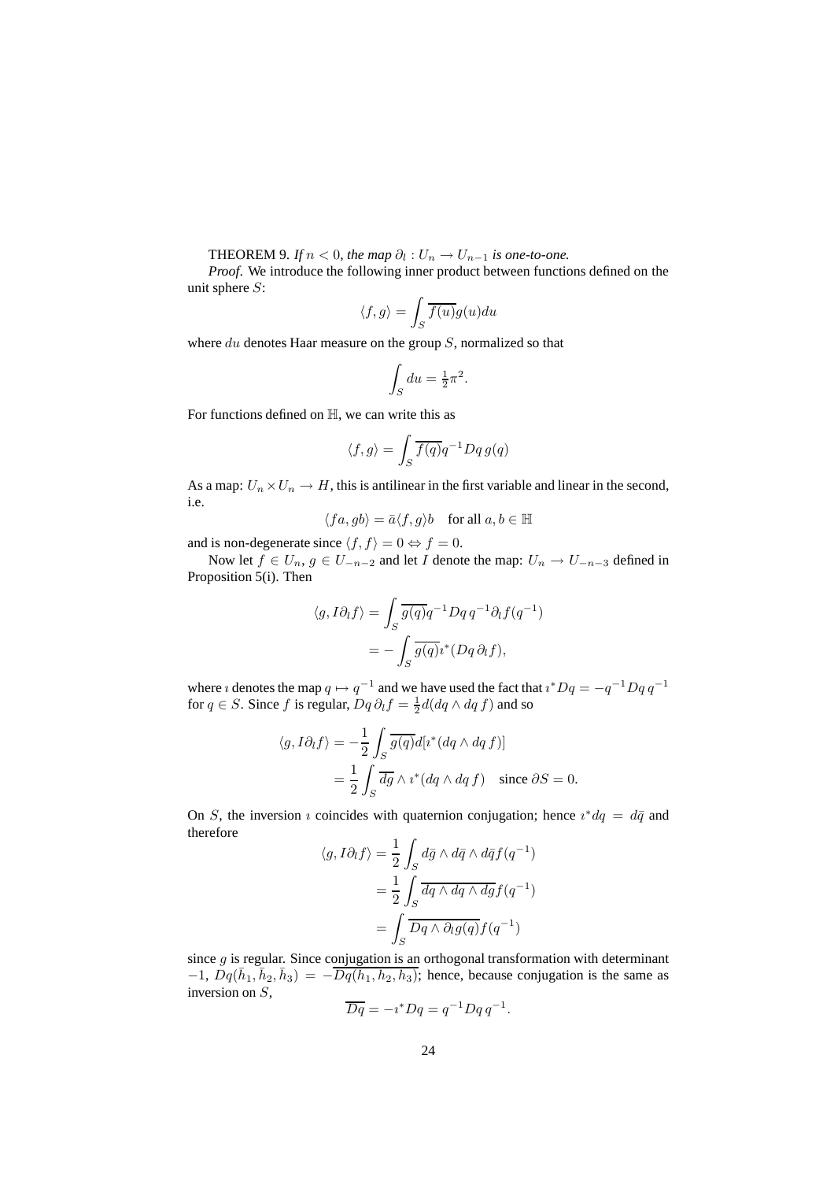THEOREM 9. *If $n < 0$, the map $\partial_l : U_n \to U_{n-1}$ is one-to-one.*

*Proof.* We introduce the following inner product between functions defined on the unit sphere $S$:

$$\langle f, g \rangle = \int_S \overline{f(u)} g(u) du$$

where $du$ denotes Haar measure on the group $S$, normalized so that

$$\int_S du = \tfrac{1}{2}\pi^2.$$

For functions defined on $\mathbb{H}$, we can write this as

$$\langle f, g \rangle = \int_S \overline{f(q)} q^{-1} Dq \, g(q)$$

As a map: $U_n \times U_n \to H$, this is antilinear in the first variable and linear in the second, i.e.

$$\langle fa, gb \rangle = \bar{a} \langle f, g \rangle b \quad \text{for all } a, b \in \mathbb{H}$$

and is non-degenerate since $\langle f, f \rangle = 0 \Leftrightarrow f = 0$.

Now let $f \in U_n$, $g \in U_{-n-2}$ and let $I$ denote the map: $U_n \to U_{-n-3}$ defined in Proposition 5(i). Then

$$\begin{aligned}
\langle g, I \partial_l f \rangle &= \int_S \overline{g(q)} q^{-1} Dq \, q^{-1} \partial_l f(q^{-1}) \\
&= -\int_S \overline{g(q)} \imath^* (Dq \, \partial_l f),
\end{aligned}$$

where $\imath$ denotes the map $q \mapsto q^{-1}$ and we have used the fact that $\imath^* Dq = -q^{-1} Dq \, q^{-1}$ for $q \in S$. Since $f$ is regular, $Dq \, \partial_l f = \frac{1}{2} d(dq \wedge dq \, f)$ and so

$$\begin{aligned}
\langle g, I \partial_l f \rangle &= -\frac{1}{2} \int_S \overline{g(q)} d[\imath^* (dq \wedge dq \, f)] \\
&= \frac{1}{2} \int_S \overline{dg} \wedge \imath^* (dq \wedge dq \, f) \quad \text{since } \partial S = 0.
\end{aligned}$$

On $S$, the inversion $\imath$ coincides with quaternion conjugation; hence $\imath^* dq = d\bar{q}$ and therefore

$$\begin{aligned}
\langle g, I \partial_l f \rangle &= \frac{1}{2} \int_S d\bar{g} \wedge d\bar{q} \wedge d\bar{q} f(q^{-1}) \\
&= \frac{1}{2} \int_S \overline{dq \wedge dq \wedge dg} f(q^{-1}) \\
&= \int_S \overline{Dq \wedge \partial_l g(q)} f(q^{-1})
\end{aligned}$$

since $g$ is regular. Since conjugation is an orthogonal transformation with determinant $-1$, $Dq(\bar{h}_1, \bar{h}_2, \bar{h}_3) = -\overline{Dq(h_1, h_2, h_3)}$; hence, because conjugation is the same as inversion on $S$,

$$\overline{Dq} = -\imath^* Dq = q^{-1} Dq \, q^{-1}.$$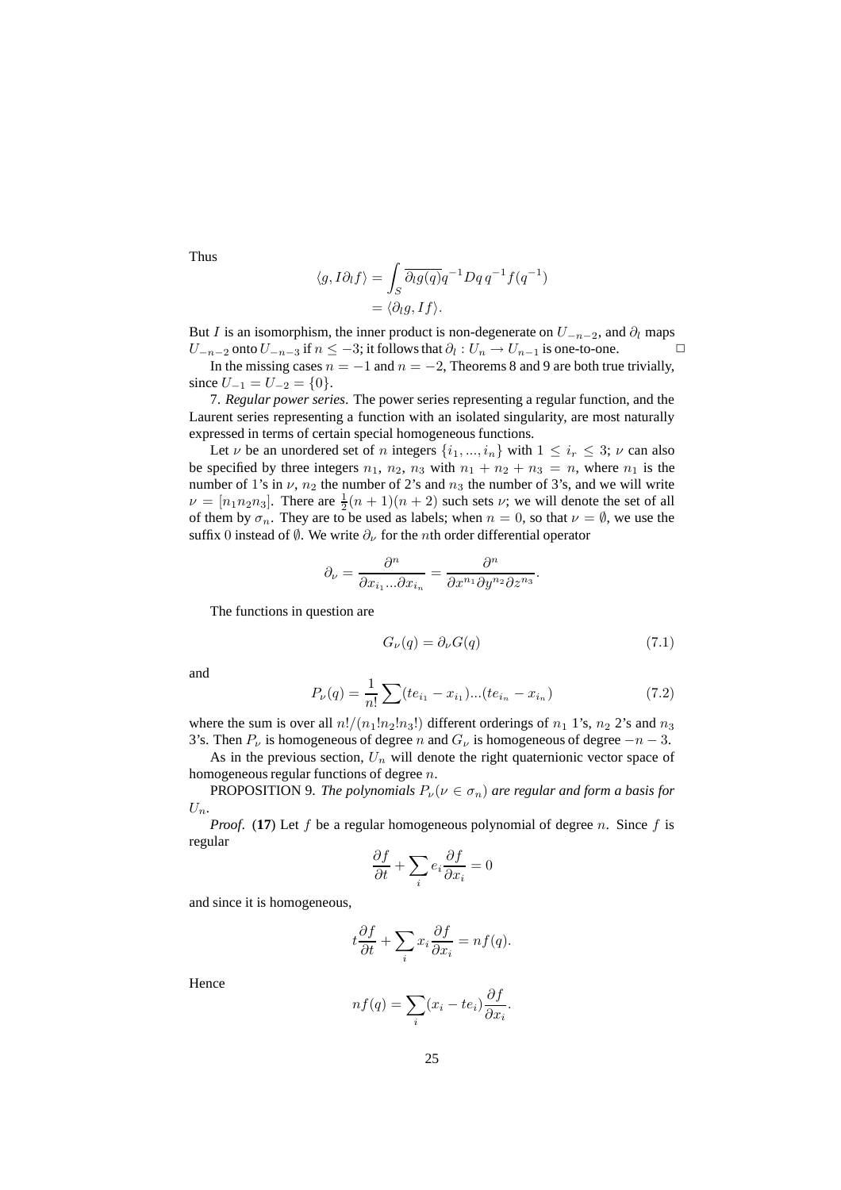Thus

$$\langle g, I\partial_l f\rangle = \int_S \overline{\partial_l g(q)} q^{-1} Dq\, q^{-1} f(q^{-1})$$
$$= \langle \partial_l g, If\rangle.$$

But $I$ is an isomorphism, the inner product is non-degenerate on $U_{-n-2}$, and $\partial_l$ maps $U_{-n-2}$ onto $U_{-n-3}$ if $n \leq -3$; it follows that $\partial_l : U_n \to U_{n-1}$ is one-to-one. □

In the missing cases $n = -1$ and $n = -2$, Theorems 8 and 9 are both true trivially, since $U_{-1} = U_{-2} = \{0\}$.

7. *Regular power series*. The power series representing a regular function, and the Laurent series representing a function with an isolated singularity, are most naturally expressed in terms of certain special homogeneous functions.

Let $\nu$ be an unordered set of $n$ integers $\{i_1, ..., i_n\}$ with $1 \leq i_r \leq 3$; $\nu$ can also be specified by three integers $n_1$, $n_2$, $n_3$ with $n_1 + n_2 + n_3 = n$, where $n_1$ is the number of 1's in $\nu$, $n_2$ the number of 2's and $n_3$ the number of 3's, and we will write $\nu = [n_1 n_2 n_3]$. There are $\frac{1}{2}(n+1)(n+2)$ such sets $\nu$; we will denote the set of all of them by $\sigma_n$. They are to be used as labels; when $n = 0$, so that $\nu = \emptyset$, we use the suffix 0 instead of $\emptyset$. We write $\partial_\nu$ for the $n$th order differential operator

$$\partial_\nu = \frac{\partial^n}{\partial x_{i_1} ... \partial x_{i_n}} = \frac{\partial^n}{\partial x^{n_1} \partial y^{n_2} \partial z^{n_3}}.$$

The functions in question are

$$G_\nu(q) = \partial_\nu G(q) \tag{7.1}$$

and

$$P_\nu(q) = \frac{1}{n!} \sum (te_{i_1} - x_{i_1}) ... (te_{i_n} - x_{i_n}) \tag{7.2}$$

where the sum is over all $n!/(n_1! n_2! n_3!)$ different orderings of $n_1$ 1's, $n_2$ 2's and $n_3$ 3's. Then $P_\nu$ is homogeneous of degree $n$ and $G_\nu$ is homogeneous of degree $-n-3$.

As in the previous section, $U_n$ will denote the right quaternionic vector space of homogeneous regular functions of degree $n$.

PROPOSITION 9. *The polynomials $P_\nu (\nu \in \sigma_n)$ are regular and form a basis for $U_n$.*

*Proof.* (**17**) Let $f$ be a regular homogeneous polynomial of degree $n$. Since $f$ is regular

$$\frac{\partial f}{\partial t} + \sum_i e_i \frac{\partial f}{\partial x_i} = 0$$

and since it is homogeneous,

$$t\frac{\partial f}{\partial t} + \sum_i x_i \frac{\partial f}{\partial x_i} = nf(q).$$

Hence

$$nf(q) = \sum_i (x_i - te_i) \frac{\partial f}{\partial x_i}.$$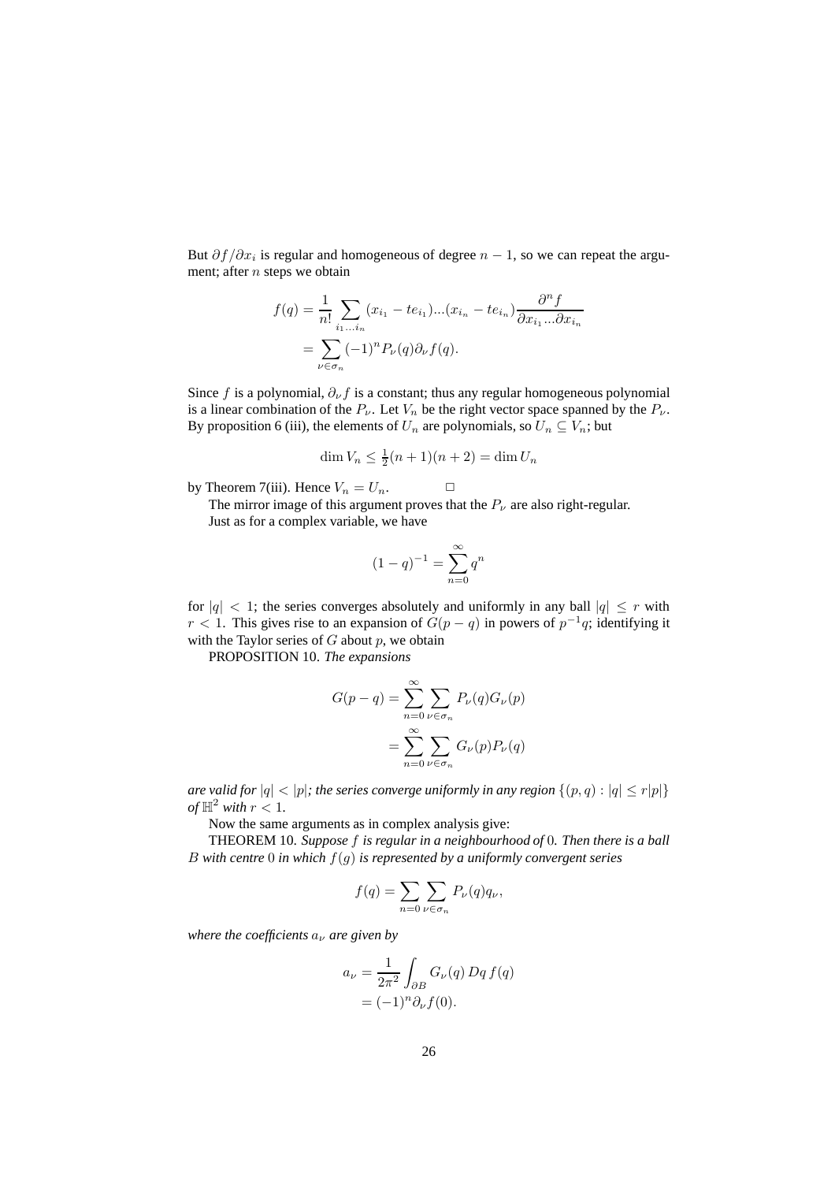But $\partial f/\partial x_i$ is regular and homogeneous of degree $n-1$, so we can repeat the argument; after $n$ steps we obtain

$$
\begin{aligned}
f(q) &= \frac{1}{n!}\sum_{i_1\dots i_n}(x_{i_1}-te_{i_1})\dots(x_{i_n}-te_{i_n})\frac{\partial^n f}{\partial x_{i_1}\dots\partial x_{i_n}} \\
&= \sum_{\nu\in\sigma_n}(-1)^n P_\nu(q)\partial_\nu f(q).
\end{aligned}
$$

Since $f$ is a polynomial, $\partial_\nu f$ is a constant; thus any regular homogeneous polynomial is a linear combination of the $P_\nu$. Let $V_n$ be the right vector space spanned by the $P_\nu$. By proposition 6 (iii), the elements of $U_n$ are polynomials, so $U_n \subseteq V_n$; but

$$
\dim V_n \leq \tfrac{1}{2}(n+1)(n+2) = \dim U_n
$$

by Theorem 7(iii). Hence $V_n = U_n$. □

The mirror image of this argument proves that the $P_\nu$ are also right-regular.

Just as for a complex variable, we have

$$
(1-q)^{-1} = \sum_{n=0}^{\infty} q^n
$$

for $|q| < 1$; the series converges absolutely and uniformly in any ball $|q| \leq r$ with $r < 1$. This gives rise to an expansion of $G(p-q)$ in powers of $p^{-1}q$; identifying it with the Taylor series of $G$ about $p$, we obtain

PROPOSITION 10. *The expansions*

$$
\begin{aligned}
G(p-q) &= \sum_{n=0}^{\infty}\sum_{\nu\in\sigma_n} P_\nu(q)G_\nu(p) \\
&= \sum_{n=0}^{\infty}\sum_{\nu\in\sigma_n} G_\nu(p)P_\nu(q)
\end{aligned}
$$

*are valid for* $|q| < |p|$*; the series converge uniformly in any region* $\{(p,q) : |q| \leq r|p|\}$ *of* $\mathbb{H}^2$ *with* $r < 1$.

Now the same arguments as in complex analysis give:

THEOREM 10. *Suppose* $f$ *is regular in a neighbourhood of* $0$*. Then there is a ball* $B$ *with centre* $0$ *in which* $f(g)$ *is represented by a uniformly convergent series*

$$
f(q) = \sum_{n=0}\sum_{\nu\in\sigma_n} P_\nu(q)q_\nu,
$$

*where the coefficients* $a_\nu$ *are given by*

$$
\begin{aligned}
a_\nu &= \frac{1}{2\pi^2}\int_{\partial B} G_\nu(q)\, Dq\, f(q) \\
&= (-1)^n\partial_\nu f(0).
\end{aligned}
$$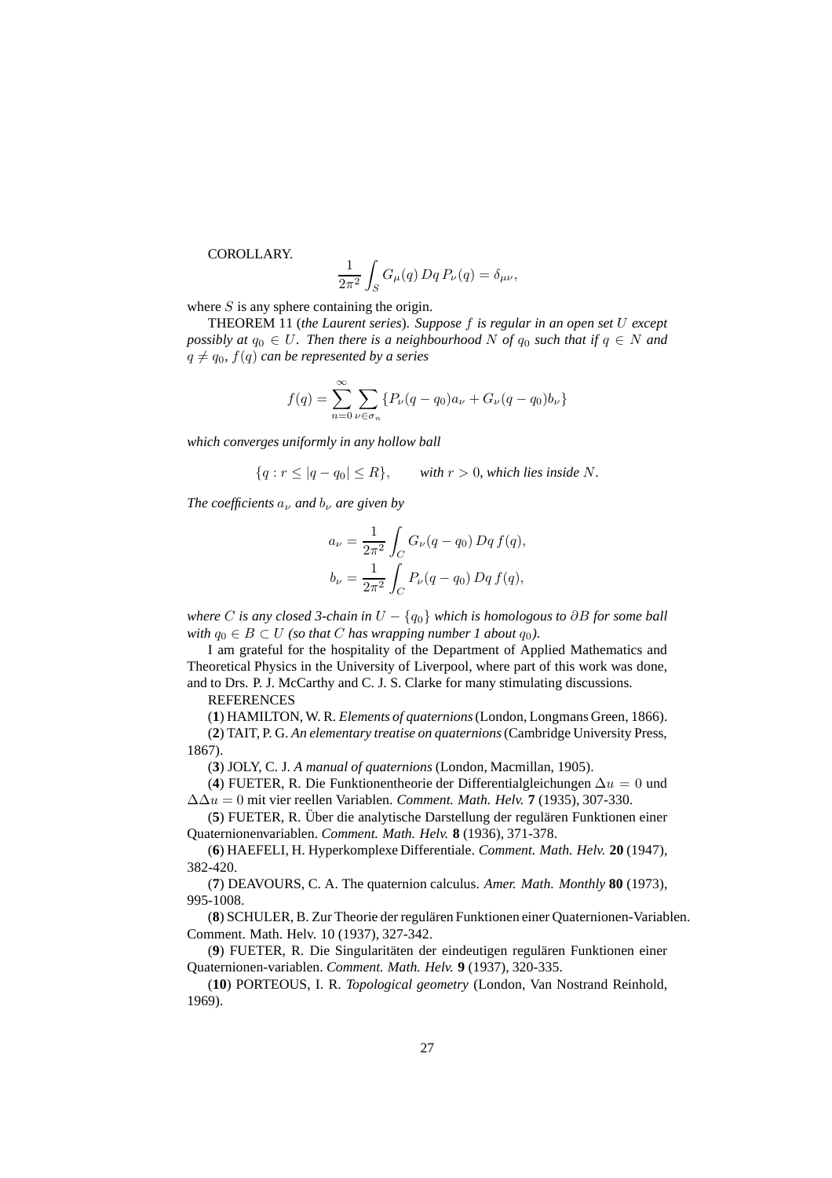COROLLARY.

$$\frac{1}{2\pi^2}\int_S G_\mu(q)\,Dq\,P_\nu(q) = \delta_{\mu\nu},$$

where $S$ is any sphere containing the origin.

THEOREM 11 (*the Laurent series*). *Suppose $f$ is regular in an open set $U$ except possibly at $q_0 \in U$. Then there is a neighbourhood $N$ of $q_0$ such that if $q \in N$ and $q \neq q_0$, $f(q)$ can be represented by a series*

$$f(q) = \sum_{n=0}^{\infty}\sum_{\nu\in\sigma_n}\{P_\nu(q-q_0)a_\nu + G_\nu(q-q_0)b_\nu\}$$

*which converges uniformly in any hollow ball*

$$\{q : r \leq |q-q_0| \leq R\}, \qquad \textit{with } r > 0\textit{, which lies inside } N.$$

*The coefficients $a_\nu$ and $b_\nu$ are given by*

$$a_\nu = \frac{1}{2\pi^2}\int_C G_\nu(q-q_0)\,Dq\,f(q),$$

$$b_\nu = \frac{1}{2\pi^2}\int_C P_\nu(q-q_0)\,Dq\,f(q),$$

*where $C$ is any closed 3-chain in $U - \{q_0\}$ which is homologous to $\partial B$ for some ball with $q_0 \in B \subset U$ (so that $C$ has wrapping number 1 about $q_0$).*

I am grateful for the hospitality of the Department of Applied Mathematics and Theoretical Physics in the University of Liverpool, where part of this work was done, and to Drs. P. J. McCarthy and C. J. S. Clarke for many stimulating discussions.

REFERENCES

(**1**) HAMILTON, W. R. *Elements of quaternions* (London, Longmans Green, 1866).

(**2**) TAIT, P. G. *An elementary treatise on quaternions* (Cambridge University Press, 1867).

(**3**) JOLY, C. J. *A manual of quaternions* (London, Macmillan, 1905).

(**4**) FUETER, R. Die Funktionentheorie der Differentialgleichungen $\Delta u = 0$ und $\Delta\Delta u = 0$ mit vier reellen Variablen. *Comment. Math. Helv.* **7** (1935), 307-330.

(**5**) FUETER, R. Über die analytische Darstellung der regulären Funktionen einer Quaternionenvariablen. *Comment. Math. Helv.* **8** (1936), 371-378.

(**6**) HAEFELI, H. Hyperkomplexe Differentiale. *Comment. Math. Helv.* **20** (1947), 382-420.

(**7**) DEAVOURS, C. A. The quaternion calculus. *Amer. Math. Monthly* **80** (1973), 995-1008.

(**8**) SCHULER, B. Zur Theorie der regulären Funktionen einer Quaternionen-Variablen. Comment. Math. Helv. 10 (1937), 327-342.

(**9**) FUETER, R. Die Singularitäten der eindeutigen regulären Funktionen einer Quaternionen-variablen. *Comment. Math. Helv.* **9** (1937), 320-335.

(**10**) PORTEOUS, I. R. *Topological geometry* (London, Van Nostrand Reinhold, 1969).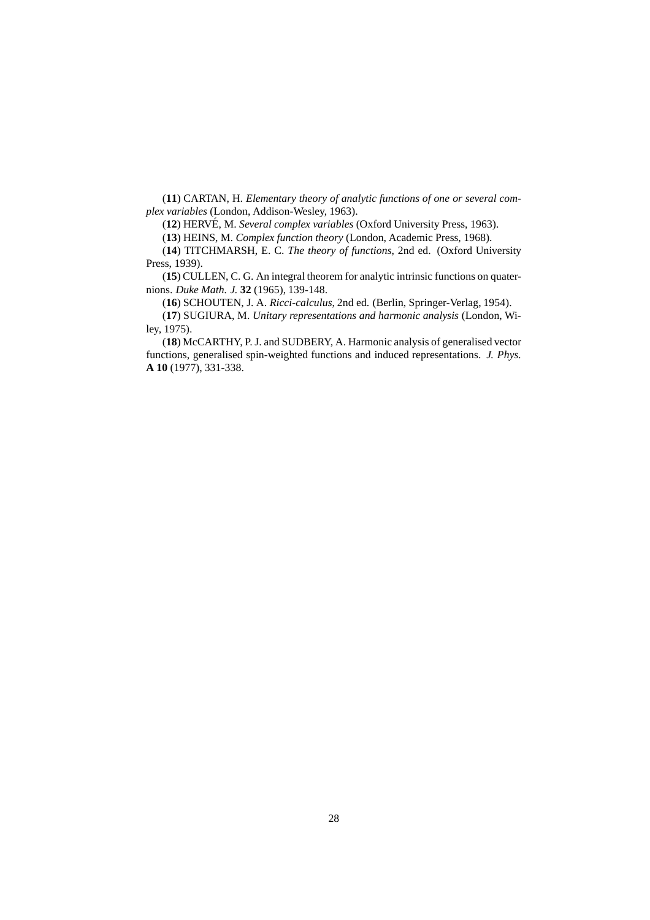(**11**) CARTAN, H. *Elementary theory of analytic functions of one or several complex variables* (London, Addison-Wesley, 1963).

(**12**) HERVÉ, M. *Several complex variables* (Oxford University Press, 1963).

(**13**) HEINS, M. *Complex function theory* (London, Academic Press, 1968).

(**14**) TITCHMARSH, E. C. *The theory of functions*, 2nd ed. (Oxford University Press, 1939).

(**15**) CULLEN, C. G. An integral theorem for analytic intrinsic functions on quaternions. *Duke Math. J.* **32** (1965), 139-148.

(**16**) SCHOUTEN, J. A. *Ricci-calculus*, 2nd ed. (Berlin, Springer-Verlag, 1954).

(**17**) SUGIURA, M. *Unitary representations and harmonic analysis* (London, Wiley, 1975).

(**18**) McCARTHY, P. J. and SUDBERY, A. Harmonic analysis of generalised vector functions, generalised spin-weighted functions and induced representations. *J. Phys.* **A 10** (1977), 331-338.